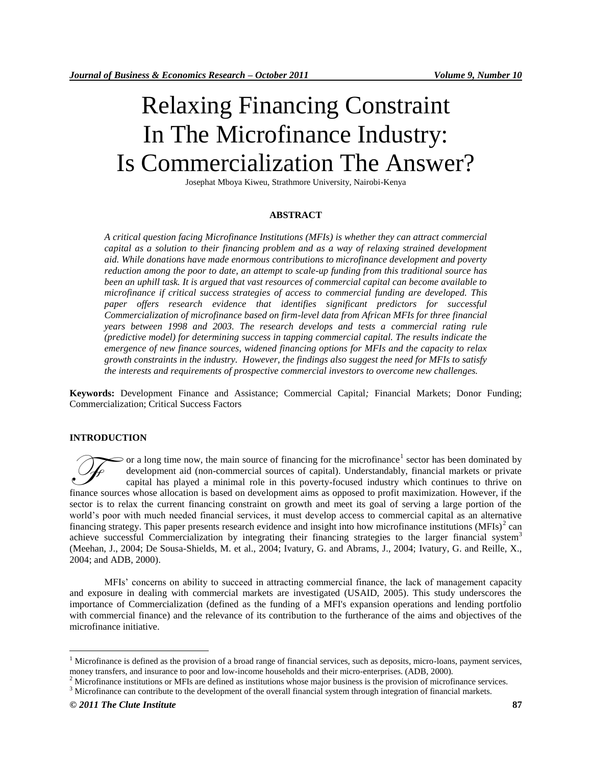# Relaxing Financing Constraint In The Microfinance Industry: Is Commercialization The Answer?

Josephat Mboya Kiweu, Strathmore University, Nairobi-Kenya

## ABSTRACT

*A critical question facing Microfinance Institutions (MFIs) is whether they can attract commercial capital as a solution to their financing problem and as a way of relaxing strained development aid. While donations have made enormous contributions to microfinance development and poverty reduction among the poor to date, an attempt to scale-up funding from this traditional source has been an uphill task. It is argued that vast resources of commercial capital can become available to microfinance if critical success strategies of access to commercial funding are developed. This paper offers research evidence that identifies significant predictors for successful Commercialization of microfinance based on firm-level data from African MFIs for three financial years between 1998 and 2003. The research develops and tests a commercial rating rule (predictive model) for determining success in tapping commercial capital. The results indicate the emergence of new finance sources, widened financing options for MFIs and the capacity to relax growth constraints in the industry. However, the findings also suggest the need for MFIs to satisfy the interests and requirements of prospective commercial investors to overcome new challenges.*

**Keywords:** Development Finance and Assistance; Commercial Capital*;* Financial Markets; Donor Funding; Commercialization; Critical Success Factors

## INTRODUCTION

For a long time now, the main source of financing for the microfinance[1] sector has been dominated by development aid (non-commercial sources of capital). Understandably, financial markets or private capital has played a minimal role in this poverty-focused industry which continues to thrive on finance sources whose allocation is based on development aims as opposed to profit maximization. However, if the sector is to relax the current financing constraint on growth and meet its goal of serving a large portion of the world's poor with much needed financial services, it must develop access to commercial capital as an alternative financing strategy. This paper presents research evidence and insight into how microfinance institutions (MFIs)[2] can achieve successful Commercialization by integrating their financing strategies to the larger financial system[3] (Meehan, J., 2004; De Sousa-Shields, M. et al., 2004; Ivatury, G. and Abrams, J., 2004; Ivatury, G. and Reille, X., 2004; and ADB, 2000).

MFIs' concerns on ability to succeed in attracting commercial finance, the lack of management capacity and exposure in dealing with commercial markets are investigated (USAID, 2005). This study underscores the importance of Commercialization (defined as the funding of a MFI's expansion operations and lending portfolio with commercial finance) and the relevance of its contribution to the furtherance of the aims and objectives of the microfinance initiative.

---

[1] Microfinance is defined as the provision of a broad range of financial services, such as deposits, micro-loans, payment services, money transfers, and insurance to poor and low-income households and their micro-enterprises. (ADB, 2000).

[2] Microfinance institutions or MFIs are defined as institutions whose major business is the provision of microfinance services.

[3] Microfinance can contribute to the development of the overall financial system through integration of financial markets.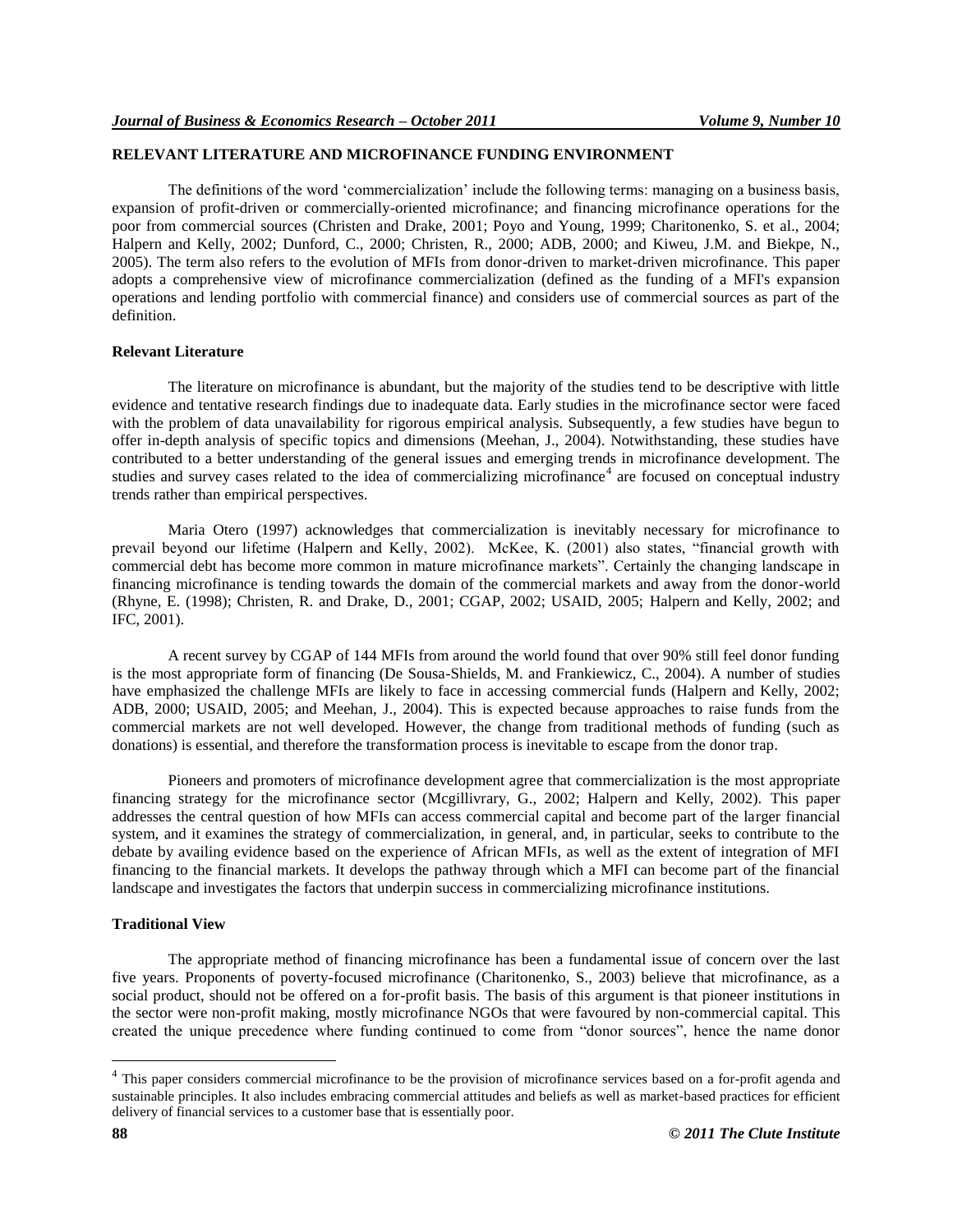## RELEVANT LITERATURE AND MICROFINANCE FUNDING ENVIRONMENT

The definitions of the word 'commercialization' include the following terms: managing on a business basis, expansion of profit-driven or commercially-oriented microfinance; and financing microfinance operations for the poor from commercial sources (Christen and Drake, 2001; Poyo and Young, 1999; Charitonenko, S. et al., 2004; Halpern and Kelly, 2002; Dunford, C., 2000; Christen, R., 2000; ADB, 2000; and Kiweu, J.M. and Biekpe, N., 2005). The term also refers to the evolution of MFIs from donor-driven to market-driven microfinance. This paper adopts a comprehensive view of microfinance commercialization (defined as the funding of a MFI's expansion operations and lending portfolio with commercial finance) and considers use of commercial sources as part of the definition.

### Relevant Literature

The literature on microfinance is abundant, but the majority of the studies tend to be descriptive with little evidence and tentative research findings due to inadequate data. Early studies in the microfinance sector were faced with the problem of data unavailability for rigorous empirical analysis. Subsequently, a few studies have begun to offer in-depth analysis of specific topics and dimensions (Meehan, J., 2004). Notwithstanding, these studies have contributed to a better understanding of the general issues and emerging trends in microfinance development. The studies and survey cases related to the idea of commercializing microfinance[4] are focused on conceptual industry trends rather than empirical perspectives.

Maria Otero (1997) acknowledges that commercialization is inevitably necessary for microfinance to prevail beyond our lifetime (Halpern and Kelly, 2002). McKee, K. (2001) also states, "financial growth with commercial debt has become more common in mature microfinance markets". Certainly the changing landscape in financing microfinance is tending towards the domain of the commercial markets and away from the donor-world (Rhyne, E. (1998); Christen, R. and Drake, D., 2001; CGAP, 2002; USAID, 2005; Halpern and Kelly, 2002; and IFC, 2001).

A recent survey by CGAP of 144 MFIs from around the world found that over 90% still feel donor funding is the most appropriate form of financing (De Sousa-Shields, M. and Frankiewicz, C., 2004). A number of studies have emphasized the challenge MFIs are likely to face in accessing commercial funds (Halpern and Kelly, 2002; ADB, 2000; USAID, 2005; and Meehan, J., 2004). This is expected because approaches to raise funds from the commercial markets are not well developed. However, the change from traditional methods of funding (such as donations) is essential, and therefore the transformation process is inevitable to escape from the donor trap.

Pioneers and promoters of microfinance development agree that commercialization is the most appropriate financing strategy for the microfinance sector (Mcgillivrary, G., 2002; Halpern and Kelly, 2002). This paper addresses the central question of how MFIs can access commercial capital and become part of the larger financial system, and it examines the strategy of commercialization, in general, and, in particular, seeks to contribute to the debate by availing evidence based on the experience of African MFIs, as well as the extent of integration of MFI financing to the financial markets. It develops the pathway through which a MFI can become part of the financial landscape and investigates the factors that underpin success in commercializing microfinance institutions.

### Traditional View

The appropriate method of financing microfinance has been a fundamental issue of concern over the last five years. Proponents of poverty-focused microfinance (Charitonenko, S., 2003) believe that microfinance, as a social product, should not be offered on a for-profit basis. The basis of this argument is that pioneer institutions in the sector were non-profit making, mostly microfinance NGOs that were favoured by non-commercial capital. This created the unique precedence where funding continued to come from "donor sources", hence the name donor

---

[4] This paper considers commercial microfinance to be the provision of microfinance services based on a for-profit agenda and sustainable principles. It also includes embracing commercial attitudes and beliefs as well as market-based practices for efficient delivery of financial services to a customer base that is essentially poor.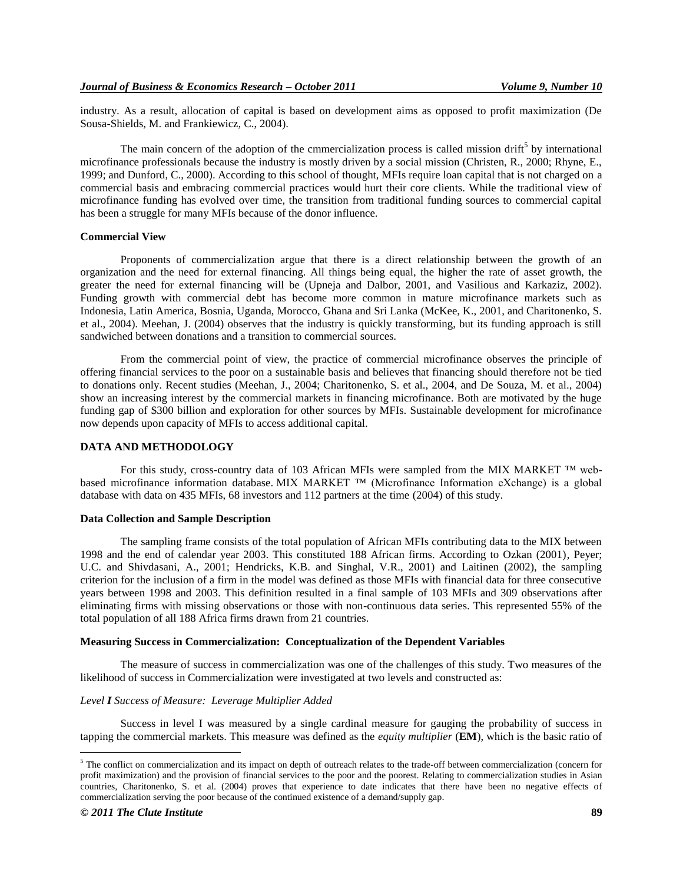industry. As a result, allocation of capital is based on development aims as opposed to profit maximization (De Sousa-Shields, M. and Frankiewicz, C., 2004).

The main concern of the adoption of the cmmercialization process is called mission drift[5] by international microfinance professionals because the industry is mostly driven by a social mission (Christen, R., 2000; Rhyne, E., 1999; and Dunford, C., 2000). According to this school of thought, MFIs require loan capital that is not charged on a commercial basis and embracing commercial practices would hurt their core clients. While the traditional view of microfinance funding has evolved over time, the transition from traditional funding sources to commercial capital has been a struggle for many MFIs because of the donor influence.

### Commercial View

Proponents of commercialization argue that there is a direct relationship between the growth of an organization and the need for external financing. All things being equal, the higher the rate of asset growth, the greater the need for external financing will be (Upneja and Dalbor, 2001, and Vasilious and Karkaziz, 2002). Funding growth with commercial debt has become more common in mature microfinance markets such as Indonesia, Latin America, Bosnia, Uganda, Morocco, Ghana and Sri Lanka (McKee, K., 2001, and Charitonenko, S. et al., 2004). Meehan, J. (2004) observes that the industry is quickly transforming, but its funding approach is still sandwiched between donations and a transition to commercial sources.

From the commercial point of view, the practice of commercial microfinance observes the principle of offering financial services to the poor on a sustainable basis and believes that financing should therefore not be tied to donations only. Recent studies (Meehan, J., 2004; Charitonenko, S. et al., 2004, and De Souza, M. et al., 2004) show an increasing interest by the commercial markets in financing microfinance. Both are motivated by the huge funding gap of $300 billion and exploration for other sources by MFIs. Sustainable development for microfinance now depends upon capacity of MFIs to access additional capital.

## DATA AND METHODOLOGY

For this study, cross-country data of 103 African MFIs were sampled from the MIX MARKET ™ web-based microfinance information database. MIX MARKET ™ (Microfinance Information eXchange) is a global database with data on 435 MFIs, 68 investors and 112 partners at the time (2004) of this study.

### Data Collection and Sample Description

The sampling frame consists of the total population of African MFIs contributing data to the MIX between 1998 and the end of calendar year 2003. This constituted 188 African firms. According to Ozkan (2001), Peyer; U.C. and Shivdasani, A., 2001; Hendricks, K.B. and Singhal, V.R., 2001) and Laitinen (2002), the sampling criterion for the inclusion of a firm in the model was defined as those MFIs with financial data for three consecutive years between 1998 and 2003. This definition resulted in a final sample of 103 MFIs and 309 observations after eliminating firms with missing observations or those with non-continuous data series. This represented 55% of the total population of all 188 Africa firms drawn from 21 countries.

### Measuring Success in Commercialization: Conceptualization of the Dependent Variables

The measure of success in commercialization was one of the challenges of this study. Two measures of the likelihood of success in Commercialization were investigated at two levels and constructed as:

*Level **I** Success of Measure: Leverage Multiplier Added*

Success in level I was measured by a single cardinal measure for gauging the probability of success in tapping the commercial markets. This measure was defined as the *equity multiplier* (**EM**), which is the basic ratio of

---

[5] The conflict on commercialization and its impact on depth of outreach relates to the trade-off between commercialization (concern for profit maximization) and the provision of financial services to the poor and the poorest. Relating to commercialization studies in Asian countries, Charitonenko, S. et al. (2004) proves that experience to date indicates that there have been no negative effects of commercialization serving the poor because of the continued existence of a demand/supply gap.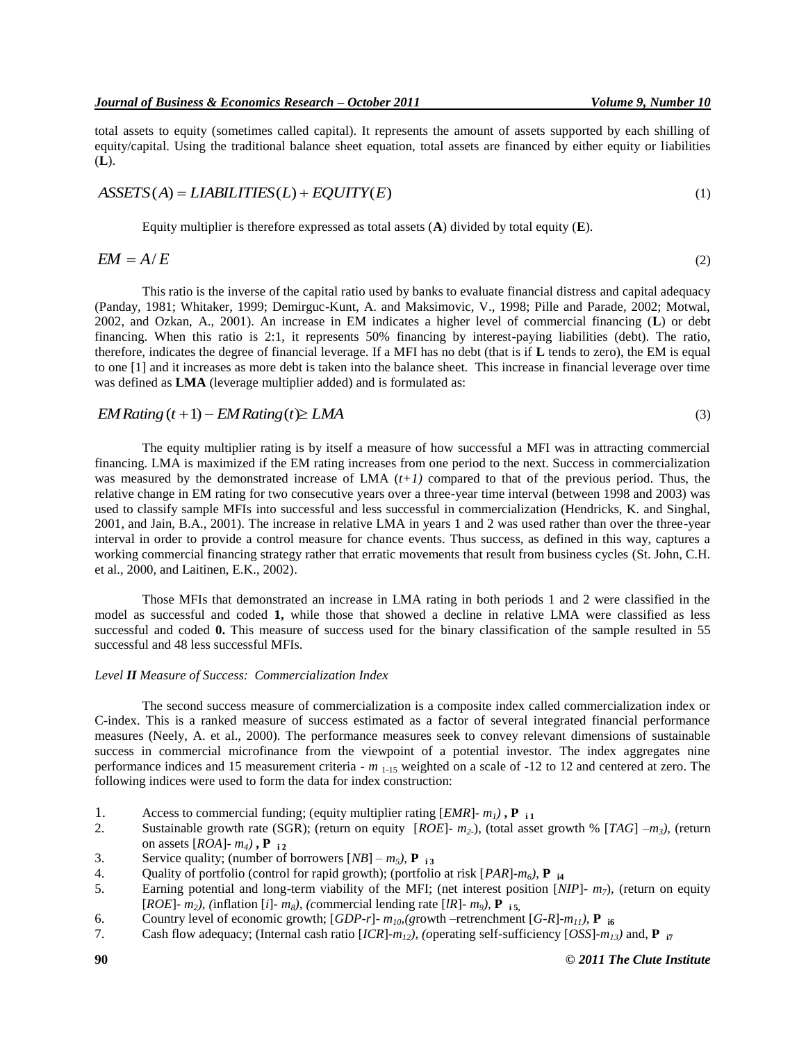total assets to equity (sometimes called capital). It represents the amount of assets supported by each shilling of equity/capital. Using the traditional balance sheet equation, total assets are financed by either equity or liabilities (**L**).

$$ASSETS(A) = LIABILITIES(L) + EQUITY(E) \tag{1}$$

Equity multiplier is therefore expressed as total assets (**A**) divided by total equity (**E**).

$$EM = A/E \tag{2}$$

This ratio is the inverse of the capital ratio used by banks to evaluate financial distress and capital adequacy (Panday, 1981; Whitaker, 1999; Demirguc-Kunt, A. and Maksimovic, V., 1998; Pille and Parade, 2002; Motwal, 2002, and Ozkan, A., 2001). An increase in EM indicates a higher level of commercial financing (**L**) or debt financing. When this ratio is 2:1, it represents 50% financing by interest-paying liabilities (debt). The ratio, therefore, indicates the degree of financial leverage. If a MFI has no debt (that is if **L** tends to zero), the EM is equal to one [1] and it increases as more debt is taken into the balance sheet. This increase in financial leverage over time was defined as **LMA** (leverage multiplier added) and is formulated as:

$$EM\,Rating\,(t+1) - EM\,Rating\,(t) \geq LMA \tag{3}$$

The equity multiplier rating is by itself a measure of how successful a MFI was in attracting commercial financing. LMA is maximized if the EM rating increases from one period to the next. Success in commercialization was measured by the demonstrated increase of LMA *(t+1)* compared to that of the previous period. Thus, the relative change in EM rating for two consecutive years over a three-year time interval (between 1998 and 2003) was used to classify sample MFIs into successful and less successful in commercialization (Hendricks, K. and Singhal, 2001, and Jain, B.A., 2001). The increase in relative LMA in years 1 and 2 was used rather than over the three-year interval in order to provide a control measure for chance events. Thus success, as defined in this way, captures a working commercial financing strategy rather that erratic movements that result from business cycles (St. John, C.H. et al., 2000, and Laitinen, E.K., 2002).

Those MFIs that demonstrated an increase in LMA rating in both periods 1 and 2 were classified in the model as successful and coded **1,** while those that showed a decline in relative LMA were classified as less successful and coded **0.** This measure of success used for the binary classification of the sample resulted in 55 successful and 48 less successful MFIs.

*Level **II** Measure of Success: Commercialization Index*

The second success measure of commercialization is a composite index called commercialization index or C-index. This is a ranked measure of success estimated as a factor of several integrated financial performance measures (Neely, A. et al., 2000). The performance measures seek to convey relevant dimensions of sustainable success in commercial microfinance from the viewpoint of a potential investor. The index aggregates nine performance indices and 15 measurement criteria - $m_{1\text{-}15}$ weighted on a scale of -12 to 12 and centered at zero. The following indices were used to form the data for index construction:

1. Access to commercial funding; (equity multiplier rating [*EMR*]- $m_1$) , $\mathbf{P}_{i1}$
2. Sustainable growth rate (SGR); (return on equity [*ROE*]- $m_2$), (total asset growth % [*TAG*] –$m_3$), (return on assets [*ROA*]- $m_4$) , $\mathbf{P}_{i2}$
3. Service quality; (number of borrowers [*NB*] – $m_5$), $\mathbf{P}_{i3}$
4. Quality of portfolio (control for rapid growth); (portfolio at risk [*PAR*]-$m_6$), $\mathbf{P}_{i4}$
5. Earning potential and long-term viability of the MFI; (net interest position [*NIP*]- $m_7$), (return on equity [*ROE*]- $m_2$), (inflation [*i*]- $m_8$), (commercial lending rate [*lR*]- $m_9$), $\mathbf{P}_{i5}$,
6. Country level of economic growth; [*GDP-r*]- $m_{10}$,(growth –retrenchment [*G-R*]-$m_{11}$), $\mathbf{P}_{i6}$
7. Cash flow adequacy; (Internal cash ratio [*ICR*]-$m_{12}$), (operating self-sufficiency [*OSS*]-$m_{13}$) and, $\mathbf{P}_{i7}$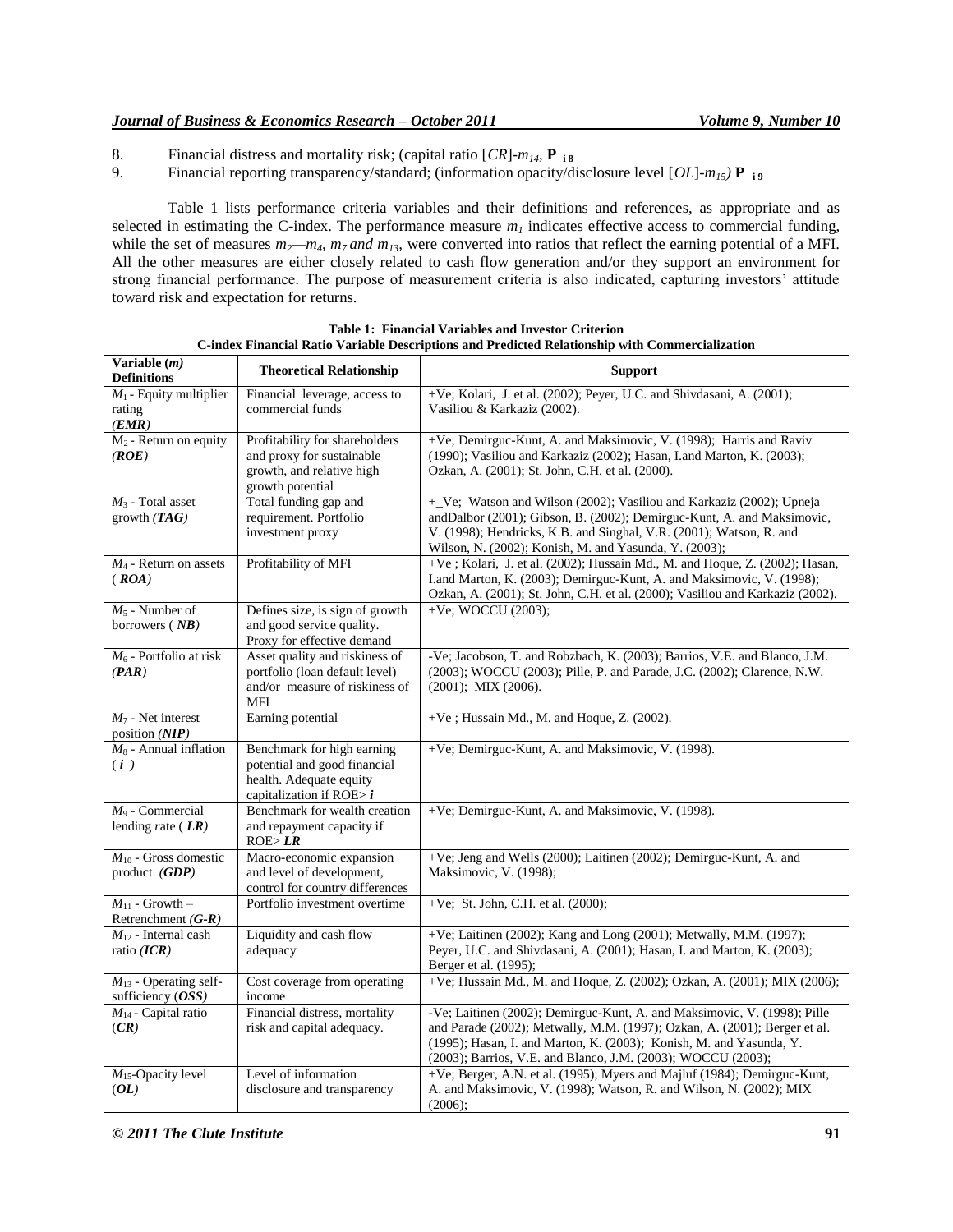8. Financial distress and mortality risk; (capital ratio [*CR*]-$m_{14}$, $\mathbf{P}_{i8}$

9. Financial reporting transparency/standard; (information opacity/disclosure level [*OL*]-$m_{15}$) $\mathbf{P}_{i9}$

Table 1 lists performance criteria variables and their definitions and references, as appropriate and as selected in estimating the C-index. The performance measure $m_1$ indicates effective access to commercial funding, while the set of measures $m_2$—$m_4$, $m_7$ and $m_{13}$, were converted into ratios that reflect the earning potential of a MFI. All the other measures are either closely related to cash flow generation and/or they support an environment for strong financial performance. The purpose of measurement criteria is also indicated, capturing investors' attitude toward risk and expectation for returns.

**Table 1: Financial Variables and Investor Criterion**
**C-index Financial Ratio Variable Descriptions and Predicted Relationship with Commercialization**

| Variable (*m*) Definitions | Theoretical Relationship | Support |
|---|---|---|
| $M_1$ - Equity multiplier rating (***EMR***) | Financial leverage, access to commercial funds | +Ve; Kolari, J. et al. (2002); Peyer, U.C. and Shivdasani, A. (2001); Vasiliou & Karkaziz (2002). |
| $M_2$ - Return on equity (***ROE***) | Profitability for shareholders and proxy for sustainable growth, and relative high growth potential | +Ve; Demirguc-Kunt, A. and Maksimovic, V. (1998); Harris and Raviv (1990); Vasiliou and Karkaziz (2002); Hasan, I.and Marton, K. (2003); Ozkan, A. (2001); St. John, C.H. et al. (2000). |
| $M_3$ - Total asset growth (***TAG***) | Total funding gap and requirement. Portfolio investment proxy | +_Ve; Watson and Wilson (2002); Vasiliou and Karkaziz (2002); Upneja andDalbor (2001); Gibson, B. (2002); Demirguc-Kunt, A. and Maksimovic, V. (1998); Hendricks, K.B. and Singhal, V.R. (2001); Watson, R. and Wilson, N. (2002); Konish, M. and Yasunda, Y. (2003); |
| $M_4$ - Return on assets (***ROA***) | Profitability of MFI | +Ve ; Kolari, J. et al. (2002); Hussain Md., M. and Hoque, Z. (2002); Hasan, I.and Marton, K. (2003); Demirguc-Kunt, A. and Maksimovic, V. (1998); Ozkan, A. (2001); St. John, C.H. et al. (2000); Vasiliou and Karkaziz (2002). |
| $M_5$ - Number of borrowers (***NB***) | Defines size, is sign of growth and good service quality. Proxy for effective demand | +Ve; WOCCU (2003); |
| $M_6$ - Portfolio at risk (***PAR***) | Asset quality and riskiness of portfolio (loan default level) and/or measure of riskiness of MFI | -Ve; Jacobson, T. and Robzbach, K. (2003); Barrios, V.E. and Blanco, J.M. (2003); WOCCU (2003); Pille, P. and Parade, J.C. (2002); Clarence, N.W. (2001); MIX (2006). |
| $M_7$ - Net interest position (***NIP***) | Earning potential | +Ve ; Hussain Md., M. and Hoque, Z. (2002). |
| $M_8$ - Annual inflation (***i***) | Benchmark for high earning potential and good financial health. Adequate equity capitalization if ROE> ***i*** | +Ve; Demirguc-Kunt, A. and Maksimovic, V. (1998). |
| $M_9$ - Commercial lending rate (***LR***) | Benchmark for wealth creation and repayment capacity if ROE> ***LR*** | +Ve; Demirguc-Kunt, A. and Maksimovic, V. (1998). |
| $M_{10}$ - Gross domestic product (***GDP***) | Macro-economic expansion and level of development, control for country differences | +Ve; Jeng and Wells (2000); Laitinen (2002); Demirguc-Kunt, A. and Maksimovic, V. (1998); |
| $M_{11}$ - Growth – Retrenchment (***G-R***) | Portfolio investment overtime | +Ve; St. John, C.H. et al. (2000); |
| $M_{12}$ - Internal cash ratio (***ICR***) | Liquidity and cash flow adequacy | +Ve; Laitinen (2002); Kang and Long (2001); Metwally, M.M. (1997); Peyer, U.C. and Shivdasani, A. (2001); Hasan, I. and Marton, K. (2003); Berger et al. (1995); |
| $M_{13}$ - Operating self-sufficiency (***OSS***) | Cost coverage from operating income | +Ve; Hussain Md., M. and Hoque, Z. (2002); Ozkan, A. (2001); MIX (2006); |
| $M_{14}$ - Capital ratio (***CR***) | Financial distress, mortality risk and capital adequacy. | -Ve; Laitinen (2002); Demirguc-Kunt, A. and Maksimovic, V. (1998); Pille and Parade (2002); Metwally, M.M. (1997); Ozkan, A. (2001); Berger et al. (1995); Hasan, I. and Marton, K. (2003); Konish, M. and Yasunda, Y. (2003); Barrios, V.E. and Blanco, J.M. (2003); WOCCU (2003); |
| $M_{15}$-Opacity level (***OL***) | Level of information disclosure and transparency | +Ve; Berger, A.N. et al. (1995); Myers and Majluf (1984); Demirguc-Kunt, A. and Maksimovic, V. (1998); Watson, R. and Wilson, N. (2002); MIX (2006); |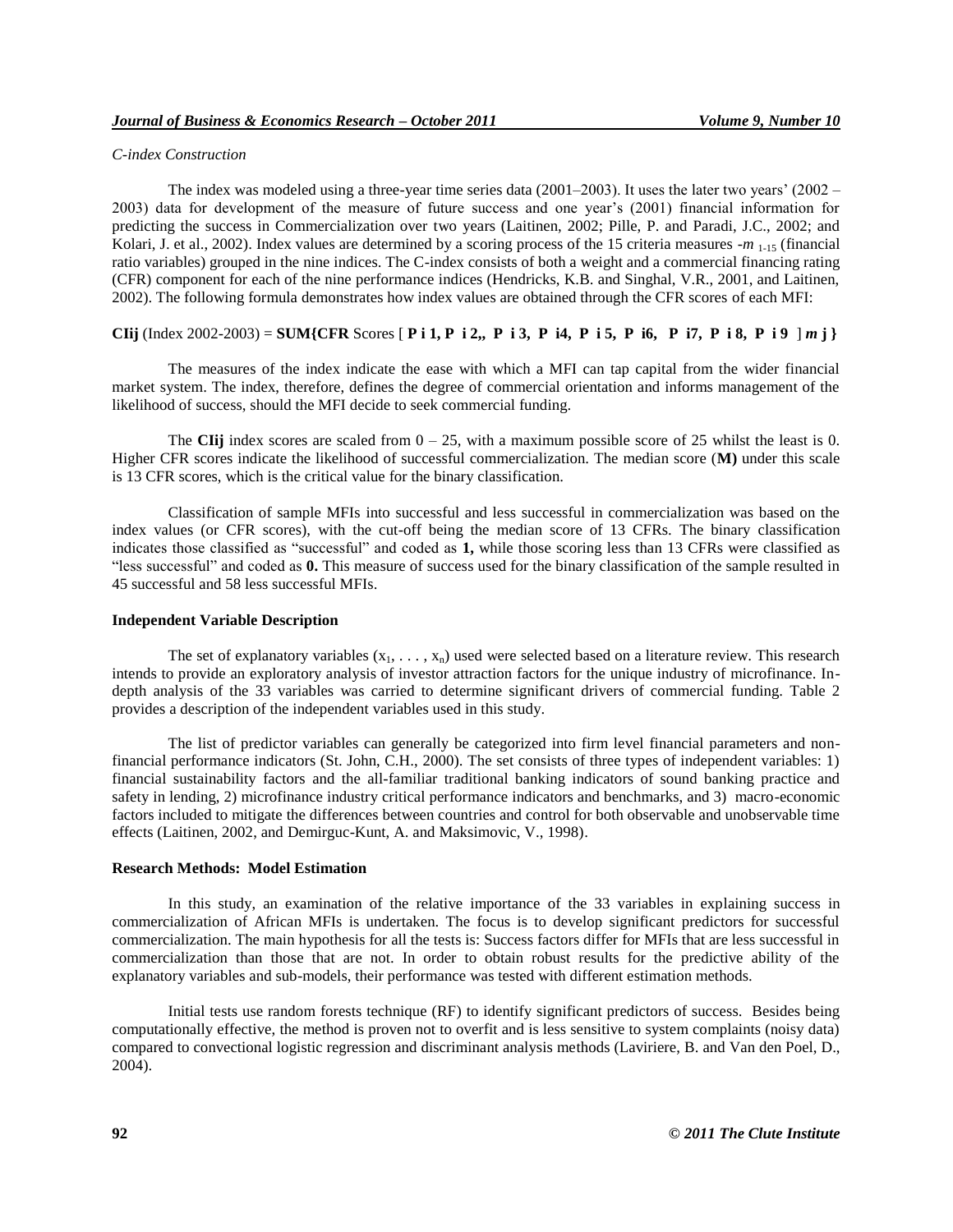*C-index Construction*

The index was modeled using a three-year time series data (2001–2003). It uses the later two years' (2002 – 2003) data for development of the measure of future success and one year's (2001) financial information for predicting the success in Commercialization over two years (Laitinen, 2002; Pille, P. and Paradi, J.C., 2002; and Kolari, J. et al., 2002). Index values are determined by a scoring process of the 15 criteria measures -$m_{1\text{-}15}$ (financial ratio variables) grouped in the nine indices. The C-index consists of both a weight and a commercial financing rating (CFR) component for each of the nine performance indices (Hendricks, K.B. and Singhal, V.R., 2001, and Laitinen, 2002). The following formula demonstrates how index values are obtained through the CFR scores of each MFI:

**CIij** (Index 2002-2003) = **SUM{CFR** Scores [ **P i 1, P i 2,, P i 3, P i4, P i 5, P i6, P i7, P i 8, P i 9** ] ***m* j }**

The measures of the index indicate the ease with which a MFI can tap capital from the wider financial market system. The index, therefore, defines the degree of commercial orientation and informs management of the likelihood of success, should the MFI decide to seek commercial funding.

The **CIij** index scores are scaled from 0 – 25, with a maximum possible score of 25 whilst the least is 0. Higher CFR scores indicate the likelihood of successful commercialization. The median score (**M)** under this scale is 13 CFR scores, which is the critical value for the binary classification.

Classification of sample MFIs into successful and less successful in commercialization was based on the index values (or CFR scores), with the cut-off being the median score of 13 CFRs. The binary classification indicates those classified as "successful" and coded as **1,** while those scoring less than 13 CFRs were classified as "less successful" and coded as **0.** This measure of success used for the binary classification of the sample resulted in 45 successful and 58 less successful MFIs.

### Independent Variable Description

The set of explanatory variables ($x_1, \ldots, x_n$) used were selected based on a literature review. This research intends to provide an exploratory analysis of investor attraction factors for the unique industry of microfinance. In-depth analysis of the 33 variables was carried to determine significant drivers of commercial funding. Table 2 provides a description of the independent variables used in this study.

The list of predictor variables can generally be categorized into firm level financial parameters and non-financial performance indicators (St. John, C.H., 2000). The set consists of three types of independent variables: 1) financial sustainability factors and the all-familiar traditional banking indicators of sound banking practice and safety in lending, 2) microfinance industry critical performance indicators and benchmarks, and 3) macro-economic factors included to mitigate the differences between countries and control for both observable and unobservable time effects (Laitinen, 2002, and Demirguc-Kunt, A. and Maksimovic, V., 1998).

### Research Methods: Model Estimation

In this study, an examination of the relative importance of the 33 variables in explaining success in commercialization of African MFIs is undertaken. The focus is to develop significant predictors for successful commercialization. The main hypothesis for all the tests is: Success factors differ for MFIs that are less successful in commercialization than those that are not. In order to obtain robust results for the predictive ability of the explanatory variables and sub-models, their performance was tested with different estimation methods.

Initial tests use random forests technique (RF) to identify significant predictors of success. Besides being computationally effective, the method is proven not to overfit and is less sensitive to system complaints (noisy data) compared to convectional logistic regression and discriminant analysis methods (Laviriere, B. and Van den Poel, D., 2004).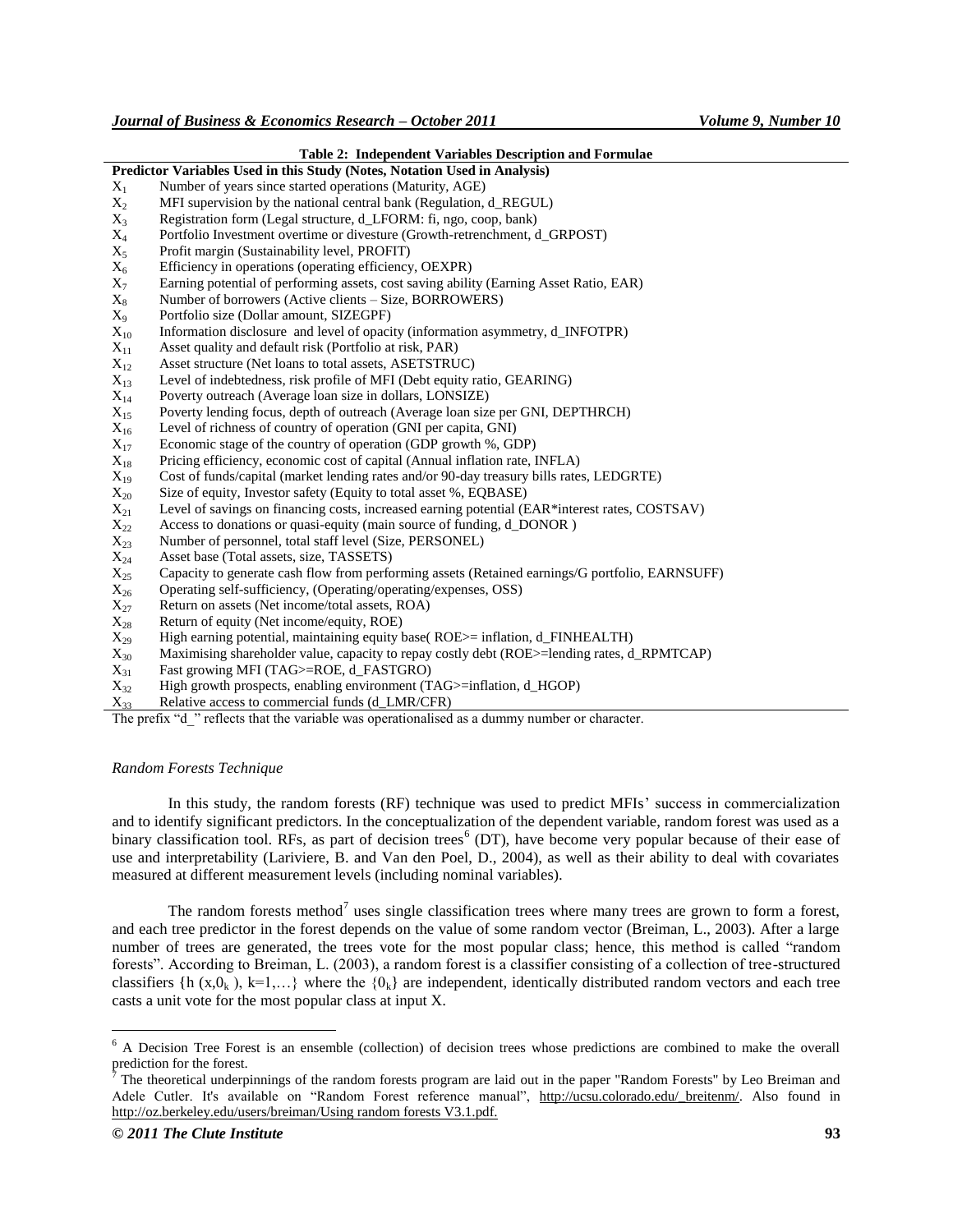**Table 2: Independent Variables Description and Formulae**

| Predictor Variables Used in this Study (Notes, Notation Used in Analysis) | |
|---|---|
| $X_1$ | Number of years since started operations (Maturity, AGE) |
| $X_2$ | MFI supervision by the national central bank (Regulation, d_REGUL) |
| $X_3$ | Registration form (Legal structure, d_LFORM: fi, ngo, coop, bank) |
| $X_4$ | Portfolio Investment overtime or divesture (Growth-retrenchment, d_GRPOST) |
| $X_5$ | Profit margin (Sustainability level, PROFIT) |
| $X_6$ | Efficiency in operations (operating efficiency, OEXPR) |
| $X_7$ | Earning potential of performing assets, cost saving ability (Earning Asset Ratio, EAR) |
| $X_8$ | Number of borrowers (Active clients – Size, BORROWERS) |
| $X_9$ | Portfolio size (Dollar amount, SIZEGPF) |
| $X_{10}$ | Information disclosure and level of opacity (information asymmetry, d_INFOTPR) |
| $X_{11}$ | Asset quality and default risk (Portfolio at risk, PAR) |
| $X_{12}$ | Asset structure (Net loans to total assets, ASETSTRUC) |
| $X_{13}$ | Level of indebtedness, risk profile of MFI (Debt equity ratio, GEARING) |
| $X_{14}$ | Poverty outreach (Average loan size in dollars, LONSIZE) |
| $X_{15}$ | Poverty lending focus, depth of outreach (Average loan size per GNI, DEPTHRCH) |
| $X_{16}$ | Level of richness of country of operation (GNI per capita, GNI) |
| $X_{17}$ | Economic stage of the country of operation (GDP growth %, GDP) |
| $X_{18}$ | Pricing efficiency, economic cost of capital (Annual inflation rate, INFLA) |
| $X_{19}$ | Cost of funds/capital (market lending rates and/or 90-day treasury bills rates, LEDGRTE) |
| $X_{20}$ | Size of equity, Investor safety (Equity to total asset %, EQBASE) |
| $X_{21}$ | Level of savings on financing costs, increased earning potential (EAR*interest rates, COSTSAV) |
| $X_{22}$ | Access to donations or quasi-equity (main source of funding, d_DONOR ) |
| $X_{23}$ | Number of personnel, total staff level (Size, PERSONEL) |
| $X_{24}$ | Asset base (Total assets, size, TASSETS) |
| $X_{25}$ | Capacity to generate cash flow from performing assets (Retained earnings/G portfolio, EARNSUFF) |
| $X_{26}$ | Operating self-sufficiency, (Operating/operating/expenses, OSS) |
| $X_{27}$ | Return on assets (Net income/total assets, ROA) |
| $X_{28}$ | Return of equity (Net income/equity, ROE) |
| $X_{29}$ | High earning potential, maintaining equity base( ROE>= inflation, d_FINHEALTH) |
| $X_{30}$ | Maximising shareholder value, capacity to repay costly debt (ROE>=lending rates, d_RPMTCAP) |
| $X_{31}$ | Fast growing MFI (TAG>=ROE, d_FASTGRO) |
| $X_{32}$ | High growth prospects, enabling environment (TAG>=inflation, d_HGOP) |
| $X_{33}$ | Relative access to commercial funds (d_LMR/CFR) |

The prefix "d_" reflects that the variable was operationalised as a dummy number or character.

*Random Forests Technique*

In this study, the random forests (RF) technique was used to predict MFIs' success in commercialization and to identify significant predictors. In the conceptualization of the dependent variable, random forest was used as a binary classification tool. RFs, as part of decision trees[6] (DT), have become very popular because of their ease of use and interpretability (Lariviere, B. and Van den Poel, D., 2004), as well as their ability to deal with covariates measured at different measurement levels (including nominal variables).

The random forests method[7] uses single classification trees where many trees are grown to form a forest, and each tree predictor in the forest depends on the value of some random vector (Breiman, L., 2003). After a large number of trees are generated, the trees vote for the most popular class; hence, this method is called "random forests". According to Breiman, L. (2003), a random forest is a classifier consisting of a collection of tree-structured classifiers $\{h(x, 0_k), k=1,\ldots\}$ where the $\{0_k\}$ are independent, identically distributed random vectors and each tree casts a unit vote for the most popular class at input X.

---

[6] A Decision Tree Forest is an ensemble (collection) of decision trees whose predictions are combined to make the overall prediction for the forest.

[7] The theoretical underpinnings of the random forests program are laid out in the paper "Random Forests" by Leo Breiman and Adele Cutler. It's available on "Random Forest reference manual", http://ucsu.colorado.edu/_breitenm/. Also found in http://oz.berkeley.edu/users/breiman/Using random forests V3.1.pdf.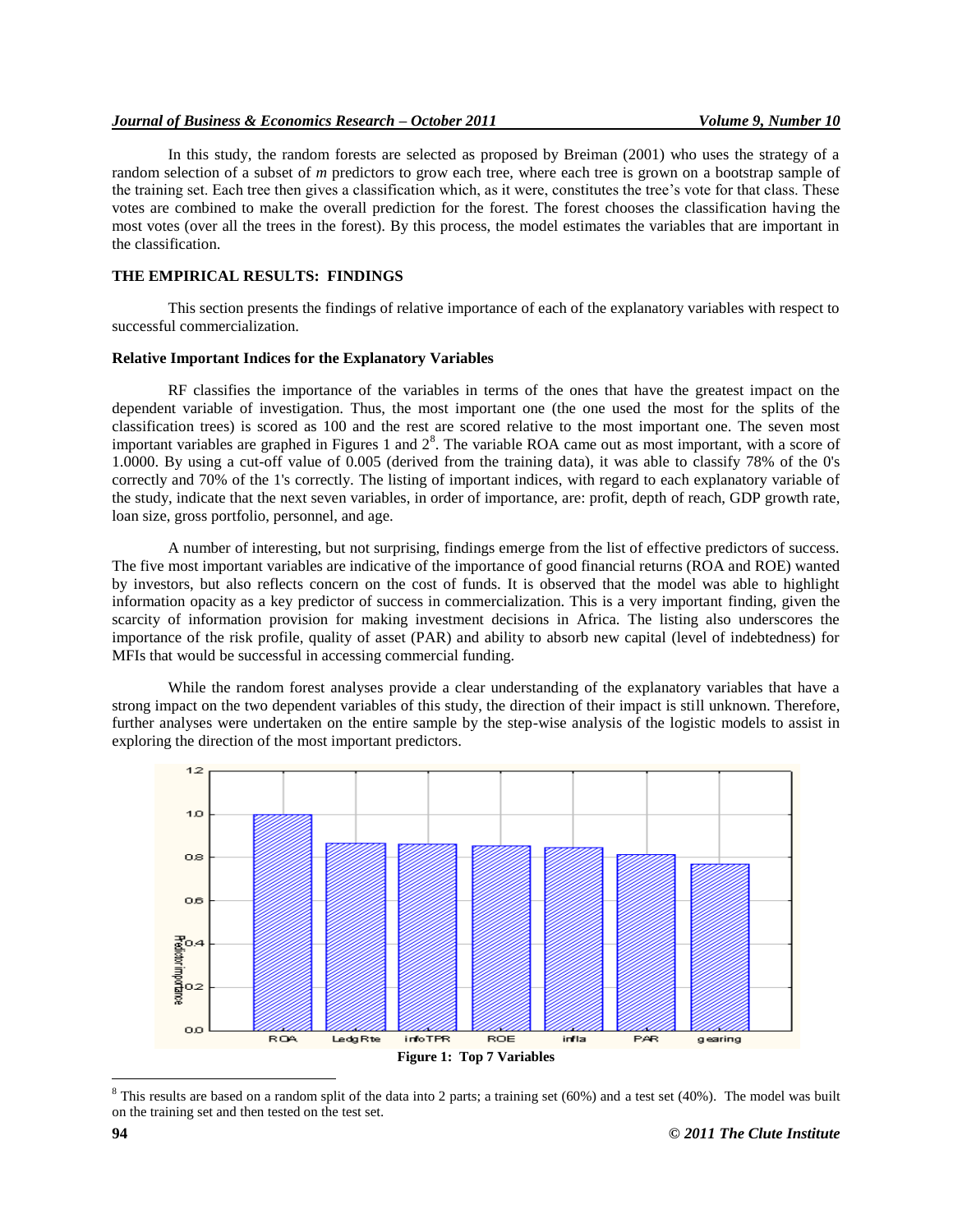In this study, the random forests are selected as proposed by Breiman (2001) who uses the strategy of a random selection of a subset of *m* predictors to grow each tree, where each tree is grown on a bootstrap sample of the training set. Each tree then gives a classification which, as it were, constitutes the tree's vote for that class. These votes are combined to make the overall prediction for the forest. The forest chooses the classification having the most votes (over all the trees in the forest). By this process, the model estimates the variables that are important in the classification.

## THE EMPIRICAL RESULTS: FINDINGS

This section presents the findings of relative importance of each of the explanatory variables with respect to successful commercialization.

### Relative Important Indices for the Explanatory Variables

RF classifies the importance of the variables in terms of the ones that have the greatest impact on the dependent variable of investigation. Thus, the most important one (the one used the most for the splits of the classification trees) is scored as 100 and the rest are scored relative to the most important one. The seven most important variables are graphed in Figures 1 and 2[8]. The variable ROA came out as most important, with a score of 1.0000. By using a cut-off value of 0.005 (derived from the training data), it was able to classify 78% of the 0's correctly and 70% of the 1's correctly. The listing of important indices, with regard to each explanatory variable of the study, indicate that the next seven variables, in order of importance, are: profit, depth of reach, GDP growth rate, loan size, gross portfolio, personnel, and age.

A number of interesting, but not surprising, findings emerge from the list of effective predictors of success. The five most important variables are indicative of the importance of good financial returns (ROA and ROE) wanted by investors, but also reflects concern on the cost of funds. It is observed that the model was able to highlight information opacity as a key predictor of success in commercialization. This is a very important finding, given the scarcity of information provision for making investment decisions in Africa. The listing also underscores the importance of the risk profile, quality of asset (PAR) and ability to absorb new capital (level of indebtedness) for MFIs that would be successful in accessing commercial funding.

While the random forest analyses provide a clear understanding of the explanatory variables that have a strong impact on the two dependent variables of this study, the direction of their impact is still unknown. Therefore, further analyses were undertaken on the entire sample by the step-wise analysis of the logistic models to assist in exploring the direction of the most important predictors.

**Figure 1: Top 7 Variables**

[8] This results are based on a random split of the data into 2 parts; a training set (60%) and a test set (40%). The model was built on the training set and then tested on the test set.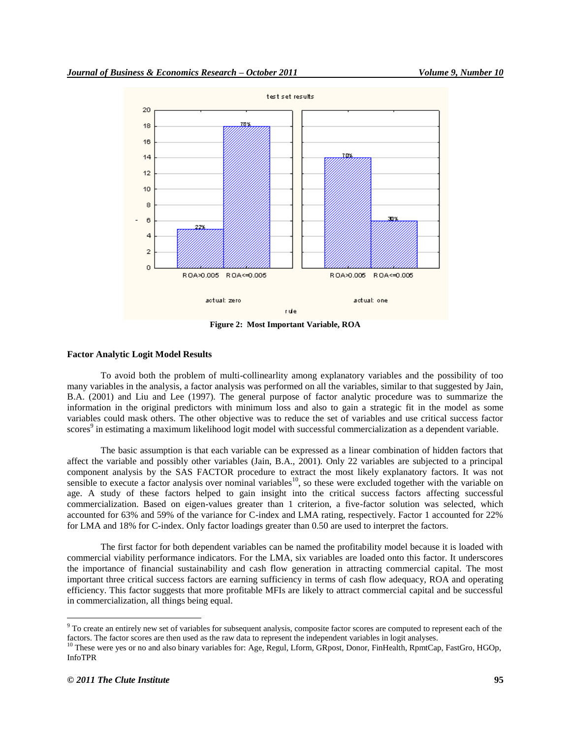**Figure 2: Most Important Variable, ROA**

**Factor Analytic Logit Model Results**

To avoid both the problem of multi-collinearlity among explanatory variables and the possibility of too many variables in the analysis, a factor analysis was performed on all the variables, similar to that suggested by Jain, B.A. (2001) and Liu and Lee (1997). The general purpose of factor analytic procedure was to summarize the information in the original predictors with minimum loss and also to gain a strategic fit in the model as some variables could mask others. The other objective was to reduce the set of variables and use critical success factor scores[9] in estimating a maximum likelihood logit model with successful commercialization as a dependent variable.

The basic assumption is that each variable can be expressed as a linear combination of hidden factors that affect the variable and possibly other variables (Jain, B.A., 2001). Only 22 variables are subjected to a principal component analysis by the SAS FACTOR procedure to extract the most likely explanatory factors. It was not sensible to execute a factor analysis over nominal variables[10], so these were excluded together with the variable on age. A study of these factors helped to gain insight into the critical success factors affecting successful commercialization. Based on eigen-values greater than 1 criterion, a five-factor solution was selected, which accounted for 63% and 59% of the variance for C-index and LMA rating, respectively. Factor 1 accounted for 22% for LMA and 18% for C-index. Only factor loadings greater than 0.50 are used to interpret the factors.

The first factor for both dependent variables can be named the profitability model because it is loaded with commercial viability performance indicators. For the LMA, six variables are loaded onto this factor. It underscores the importance of financial sustainability and cash flow generation in attracting commercial capital. The most important three critical success factors are earning sufficiency in terms of cash flow adequacy, ROA and operating efficiency. This factor suggests that more profitable MFIs are likely to attract commercial capital and be successful in commercialization, all things being equal.

---

[9] To create an entirely new set of variables for subsequent analysis, composite factor scores are computed to represent each of the factors. The factor scores are then used as the raw data to represent the independent variables in logit analyses.

[10] These were yes or no and also binary variables for: Age, Regul, Lform, GRpost, Donor, FinHealth, RpmtCap, FastGro, HGOp, InfoTPR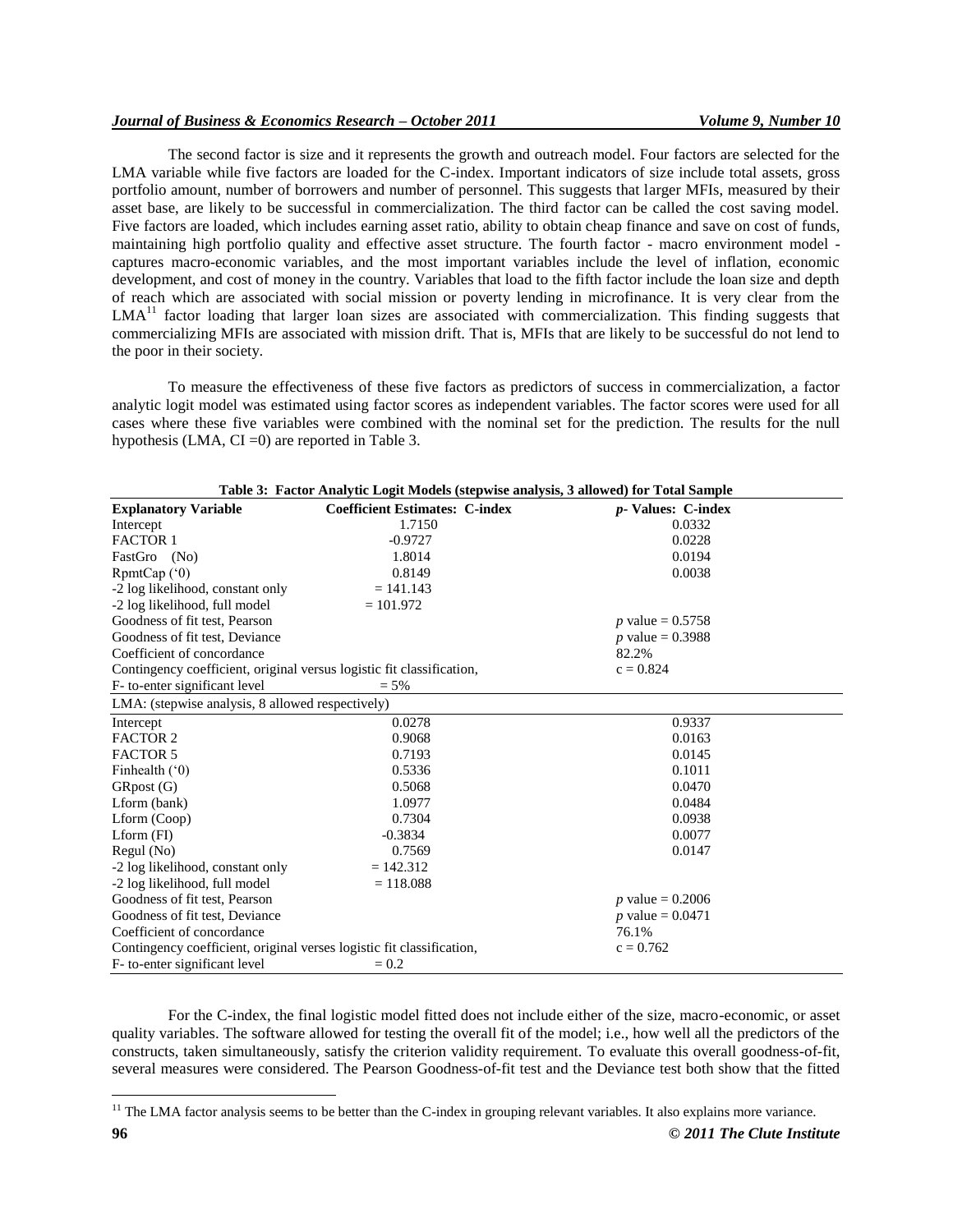The second factor is size and it represents the growth and outreach model. Four factors are selected for the LMA variable while five factors are loaded for the C-index. Important indicators of size include total assets, gross portfolio amount, number of borrowers and number of personnel. This suggests that larger MFIs, measured by their asset base, are likely to be successful in commercialization. The third factor can be called the cost saving model. Five factors are loaded, which includes earning asset ratio, ability to obtain cheap finance and save on cost of funds, maintaining high portfolio quality and effective asset structure. The fourth factor - macro environment model - captures macro-economic variables, and the most important variables include the level of inflation, economic development, and cost of money in the country. Variables that load to the fifth factor include the loan size and depth of reach which are associated with social mission or poverty lending in microfinance. It is very clear from the LMA[11] factor loading that larger loan sizes are associated with commercialization. This finding suggests that commercializing MFIs are associated with mission drift. That is, MFIs that are likely to be successful do not lend to the poor in their society.

To measure the effectiveness of these five factors as predictors of success in commercialization, a factor analytic logit model was estimated using factor scores as independent variables. The factor scores were used for all cases where these five variables were combined with the nominal set for the prediction. The results for the null hypothesis (LMA, CI =0) are reported in Table 3.

**Table 3: Factor Analytic Logit Models (stepwise analysis, 3 allowed) for Total Sample**

| Explanatory Variable | Coefficient Estimates: C-index | *p*- Values: C-index |
|---|---|---|
| Intercept | 1.7150 | 0.0332 |
| FACTOR 1 | -0.9727 | 0.0228 |
| FastGro (No) | 1.8014 | 0.0194 |
| RpmtCap (‘0) | 0.8149 | 0.0038 |
| -2 log likelihood, constant only | = 141.143 | |
| -2 log likelihood, full model | = 101.972 | |
| Goodness of fit test, Pearson | | *p* value = 0.5758 |
| Goodness of fit test, Deviance | | *p* value = 0.3988 |
| Coefficient of concordance | | 82.2% |
| Contingency coefficient, original versus logistic fit classification, | | c = 0.824 |
| F- to-enter significant level | = 5% | |
| LMA: (stepwise analysis, 8 allowed respectively) | | |
| Intercept | 0.0278 | 0.9337 |
| FACTOR 2 | 0.9068 | 0.0163 |
| FACTOR 5 | 0.7193 | 0.0145 |
| Finhealth (‘0) | 0.5336 | 0.1011 |
| GRpost (G) | 0.5068 | 0.0470 |
| Lform (bank) | 1.0977 | 0.0484 |
| Lform (Coop) | 0.7304 | 0.0938 |
| Lform (FI) | -0.3834 | 0.0077 |
| Regul (No) | 0.7569 | 0.0147 |
| -2 log likelihood, constant only | = 142.312 | |
| -2 log likelihood, full model | = 118.088 | |
| Goodness of fit test, Pearson | | *p* value = 0.2006 |
| Goodness of fit test, Deviance | | *p* value = 0.0471 |
| Coefficient of concordance | | 76.1% |
| Contingency coefficient, original verses logistic fit classification, | | c = 0.762 |
| F- to-enter significant level | = 0.2 | |

For the C-index, the final logistic model fitted does not include either of the size, macro-economic, or asset quality variables. The software allowed for testing the overall fit of the model; i.e., how well all the predictors of the constructs, taken simultaneously, satisfy the criterion validity requirement. To evaluate this overall goodness-of-fit, several measures were considered. The Pearson Goodness-of-fit test and the Deviance test both show that the fitted

[11] The LMA factor analysis seems to be better than the C-index in grouping relevant variables. It also explains more variance.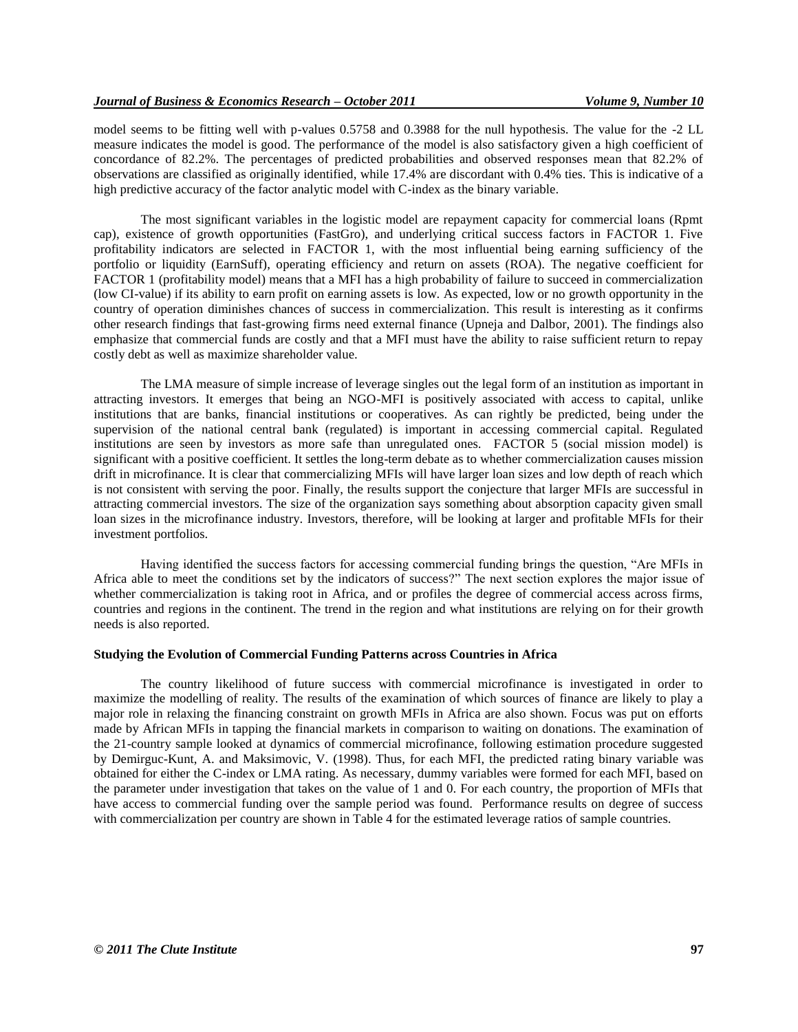model seems to be fitting well with p-values 0.5758 and 0.3988 for the null hypothesis. The value for the -2 LL measure indicates the model is good. The performance of the model is also satisfactory given a high coefficient of concordance of 82.2%. The percentages of predicted probabilities and observed responses mean that 82.2% of observations are classified as originally identified, while 17.4% are discordant with 0.4% ties. This is indicative of a high predictive accuracy of the factor analytic model with C-index as the binary variable.

The most significant variables in the logistic model are repayment capacity for commercial loans (Rpmt cap), existence of growth opportunities (FastGro), and underlying critical success factors in FACTOR 1. Five profitability indicators are selected in FACTOR 1, with the most influential being earning sufficiency of the portfolio or liquidity (EarnSuff), operating efficiency and return on assets (ROA). The negative coefficient for FACTOR 1 (profitability model) means that a MFI has a high probability of failure to succeed in commercialization (low CI-value) if its ability to earn profit on earning assets is low. As expected, low or no growth opportunity in the country of operation diminishes chances of success in commercialization. This result is interesting as it confirms other research findings that fast-growing firms need external finance (Upneja and Dalbor, 2001). The findings also emphasize that commercial funds are costly and that a MFI must have the ability to raise sufficient return to repay costly debt as well as maximize shareholder value.

The LMA measure of simple increase of leverage singles out the legal form of an institution as important in attracting investors. It emerges that being an NGO-MFI is positively associated with access to capital, unlike institutions that are banks, financial institutions or cooperatives. As can rightly be predicted, being under the supervision of the national central bank (regulated) is important in accessing commercial capital. Regulated institutions are seen by investors as more safe than unregulated ones. FACTOR 5 (social mission model) is significant with a positive coefficient. It settles the long-term debate as to whether commercialization causes mission drift in microfinance. It is clear that commercializing MFIs will have larger loan sizes and low depth of reach which is not consistent with serving the poor. Finally, the results support the conjecture that larger MFIs are successful in attracting commercial investors. The size of the organization says something about absorption capacity given small loan sizes in the microfinance industry. Investors, therefore, will be looking at larger and profitable MFIs for their investment portfolios.

Having identified the success factors for accessing commercial funding brings the question, "Are MFIs in Africa able to meet the conditions set by the indicators of success?" The next section explores the major issue of whether commercialization is taking root in Africa, and or profiles the degree of commercial access across firms, countries and regions in the continent. The trend in the region and what institutions are relying on for their growth needs is also reported.

### Studying the Evolution of Commercial Funding Patterns across Countries in Africa

The country likelihood of future success with commercial microfinance is investigated in order to maximize the modelling of reality. The results of the examination of which sources of finance are likely to play a major role in relaxing the financing constraint on growth MFIs in Africa are also shown. Focus was put on efforts made by African MFIs in tapping the financial markets in comparison to waiting on donations. The examination of the 21-country sample looked at dynamics of commercial microfinance, following estimation procedure suggested by Demirguc-Kunt, A. and Maksimovic, V. (1998). Thus, for each MFI, the predicted rating binary variable was obtained for either the C-index or LMA rating. As necessary, dummy variables were formed for each MFI, based on the parameter under investigation that takes on the value of 1 and 0. For each country, the proportion of MFIs that have access to commercial funding over the sample period was found. Performance results on degree of success with commercialization per country are shown in Table 4 for the estimated leverage ratios of sample countries.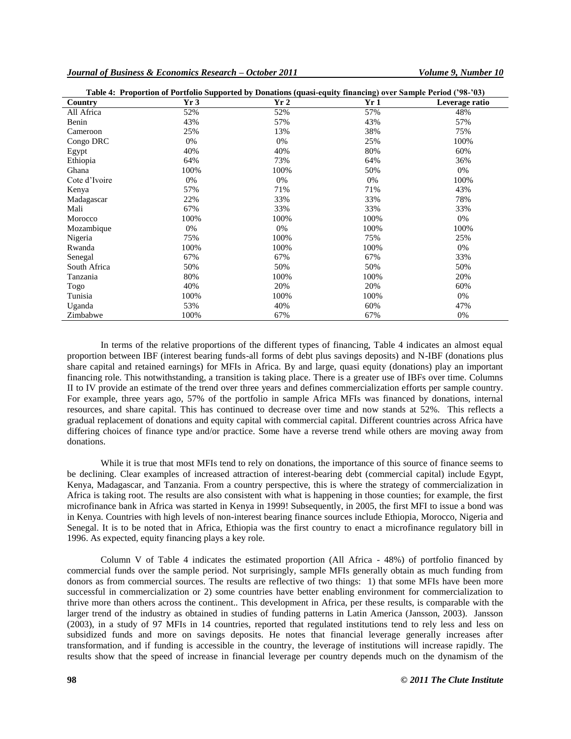**Table 4: Proportion of Portfolio Supported by Donations (quasi-equity financing) over Sample Period ('98-'03)**

| Country | Yr 3 | Yr 2 | Yr 1 | Leverage ratio |
|---|---|---|---|---|
| All Africa | 52% | 52% | 57% | 48% |
| Benin | 43% | 57% | 43% | 57% |
| Cameroon | 25% | 13% | 38% | 75% |
| Congo DRC | 0% | 0% | 25% | 100% |
| Egypt | 40% | 40% | 80% | 60% |
| Ethiopia | 64% | 73% | 64% | 36% |
| Ghana | 100% | 100% | 50% | 0% |
| Cote d'Ivoire | 0% | 0% | 0% | 100% |
| Kenya | 57% | 71% | 71% | 43% |
| Madagascar | 22% | 33% | 33% | 78% |
| Mali | 67% | 33% | 33% | 33% |
| Morocco | 100% | 100% | 100% | 0% |
| Mozambique | 0% | 0% | 100% | 100% |
| Nigeria | 75% | 100% | 75% | 25% |
| Rwanda | 100% | 100% | 100% | 0% |
| Senegal | 67% | 67% | 67% | 33% |
| South Africa | 50% | 50% | 50% | 50% |
| Tanzania | 80% | 100% | 100% | 20% |
| Togo | 40% | 20% | 20% | 60% |
| Tunisia | 100% | 100% | 100% | 0% |
| Uganda | 53% | 40% | 60% | 47% |
| Zimbabwe | 100% | 67% | 67% | 0% |

In terms of the relative proportions of the different types of financing, Table 4 indicates an almost equal proportion between IBF (interest bearing funds-all forms of debt plus savings deposits) and N-IBF (donations plus share capital and retained earnings) for MFIs in Africa. By and large, quasi equity (donations) play an important financing role. This notwithstanding, a transition is taking place. There is a greater use of IBFs over time. Columns II to IV provide an estimate of the trend over three years and defines commercialization efforts per sample country. For example, three years ago, 57% of the portfolio in sample Africa MFIs was financed by donations, internal resources, and share capital. This has continued to decrease over time and now stands at 52%. This reflects a gradual replacement of donations and equity capital with commercial capital. Different countries across Africa have differing choices of finance type and/or practice. Some have a reverse trend while others are moving away from donations.

While it is true that most MFIs tend to rely on donations, the importance of this source of finance seems to be declining. Clear examples of increased attraction of interest-bearing debt (commercial capital) include Egypt, Kenya, Madagascar, and Tanzania. From a country perspective, this is where the strategy of commercialization in Africa is taking root. The results are also consistent with what is happening in those counties; for example, the first microfinance bank in Africa was started in Kenya in 1999! Subsequently, in 2005, the first MFI to issue a bond was in Kenya. Countries with high levels of non-interest bearing finance sources include Ethiopia, Morocco, Nigeria and Senegal. It is to be noted that in Africa, Ethiopia was the first country to enact a microfinance regulatory bill in 1996. As expected, equity financing plays a key role.

Column V of Table 4 indicates the estimated proportion (All Africa - 48%) of portfolio financed by commercial funds over the sample period. Not surprisingly, sample MFIs generally obtain as much funding from donors as from commercial sources. The results are reflective of two things: 1) that some MFIs have been more successful in commercialization or 2) some countries have better enabling environment for commercialization to thrive more than others across the continent.. This development in Africa, per these results, is comparable with the larger trend of the industry as obtained in studies of funding patterns in Latin America (Jansson, 2003). Jansson (2003), in a study of 97 MFIs in 14 countries, reported that regulated institutions tend to rely less and less on subsidized funds and more on savings deposits. He notes that financial leverage generally increases after transformation, and if funding is accessible in the country, the leverage of institutions will increase rapidly. The results show that the speed of increase in financial leverage per country depends much on the dynamism of the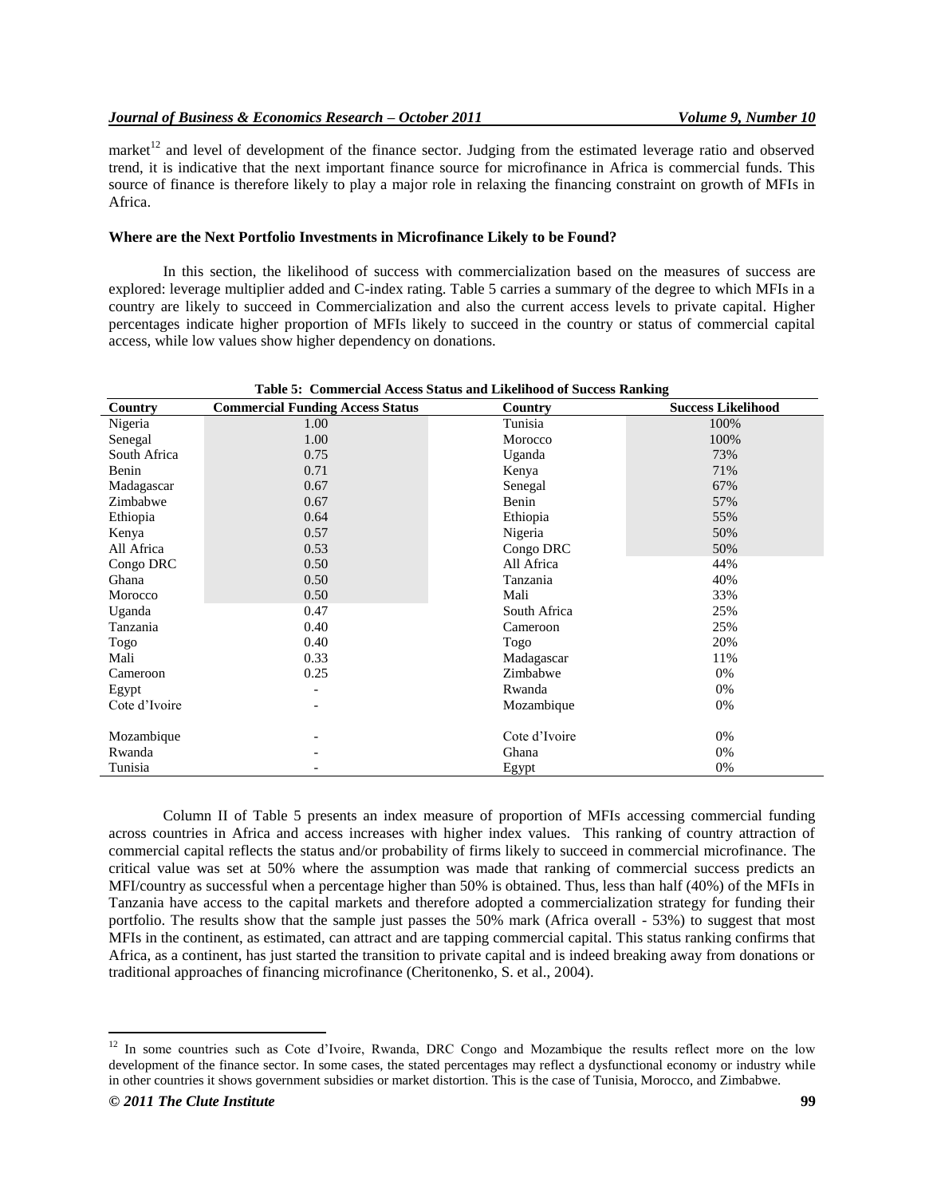market[12] and level of development of the finance sector. Judging from the estimated leverage ratio and observed trend, it is indicative that the next important finance source for microfinance in Africa is commercial funds. This source of finance is therefore likely to play a major role in relaxing the financing constraint on growth of MFIs in Africa.

### Where are the Next Portfolio Investments in Microfinance Likely to be Found?

In this section, the likelihood of success with commercialization based on the measures of success are explored: leverage multiplier added and C-index rating. Table 5 carries a summary of the degree to which MFIs in a country are likely to succeed in Commercialization and also the current access levels to private capital. Higher percentages indicate higher proportion of MFIs likely to succeed in the country or status of commercial capital access, while low values show higher dependency on donations.

**Table 5: Commercial Access Status and Likelihood of Success Ranking**

| Country | Commercial Funding Access Status | Country | Success Likelihood |
|---|---|---|---|
| Nigeria | 1.00 | Tunisia | 100% |
| Senegal | 1.00 | Morocco | 100% |
| South Africa | 0.75 | Uganda | 73% |
| Benin | 0.71 | Kenya | 71% |
| Madagascar | 0.67 | Senegal | 67% |
| Zimbabwe | 0.67 | Benin | 57% |
| Ethiopia | 0.64 | Ethiopia | 55% |
| Kenya | 0.57 | Nigeria | 50% |
| All Africa | 0.53 | Congo DRC | 50% |
| Congo DRC | 0.50 | All Africa | 44% |
| Ghana | 0.50 | Tanzania | 40% |
| Morocco | 0.50 | Mali | 33% |
| Uganda | 0.47 | South Africa | 25% |
| Tanzania | 0.40 | Cameroon | 25% |
| Togo | 0.40 | Togo | 20% |
| Mali | 0.33 | Madagascar | 11% |
| Cameroon | 0.25 | Zimbabwe | 0% |
| Egypt | - | Rwanda | 0% |
| Cote d'Ivoire | - | Mozambique | 0% |
| Mozambique | - | Cote d'Ivoire | 0% |
| Rwanda | - | Ghana | 0% |
| Tunisia | - | Egypt | 0% |

Column II of Table 5 presents an index measure of proportion of MFIs accessing commercial funding across countries in Africa and access increases with higher index values. This ranking of country attraction of commercial capital reflects the status and/or probability of firms likely to succeed in commercial microfinance. The critical value was set at 50% where the assumption was made that ranking of commercial success predicts an MFI/country as successful when a percentage higher than 50% is obtained. Thus, less than half (40%) of the MFIs in Tanzania have access to the capital markets and therefore adopted a commercialization strategy for funding their portfolio. The results show that the sample just passes the 50% mark (Africa overall - 53%) to suggest that most MFIs in the continent, as estimated, can attract and are tapping commercial capital. This status ranking confirms that Africa, as a continent, has just started the transition to private capital and is indeed breaking away from donations or traditional approaches of financing microfinance (Cheritonenko, S. et al., 2004).

---

[12] In some countries such as Cote d'Ivoire, Rwanda, DRC Congo and Mozambique the results reflect more on the low development of the finance sector. In some cases, the stated percentages may reflect a dysfunctional economy or industry while in other countries it shows government subsidies or market distortion. This is the case of Tunisia, Morocco, and Zimbabwe.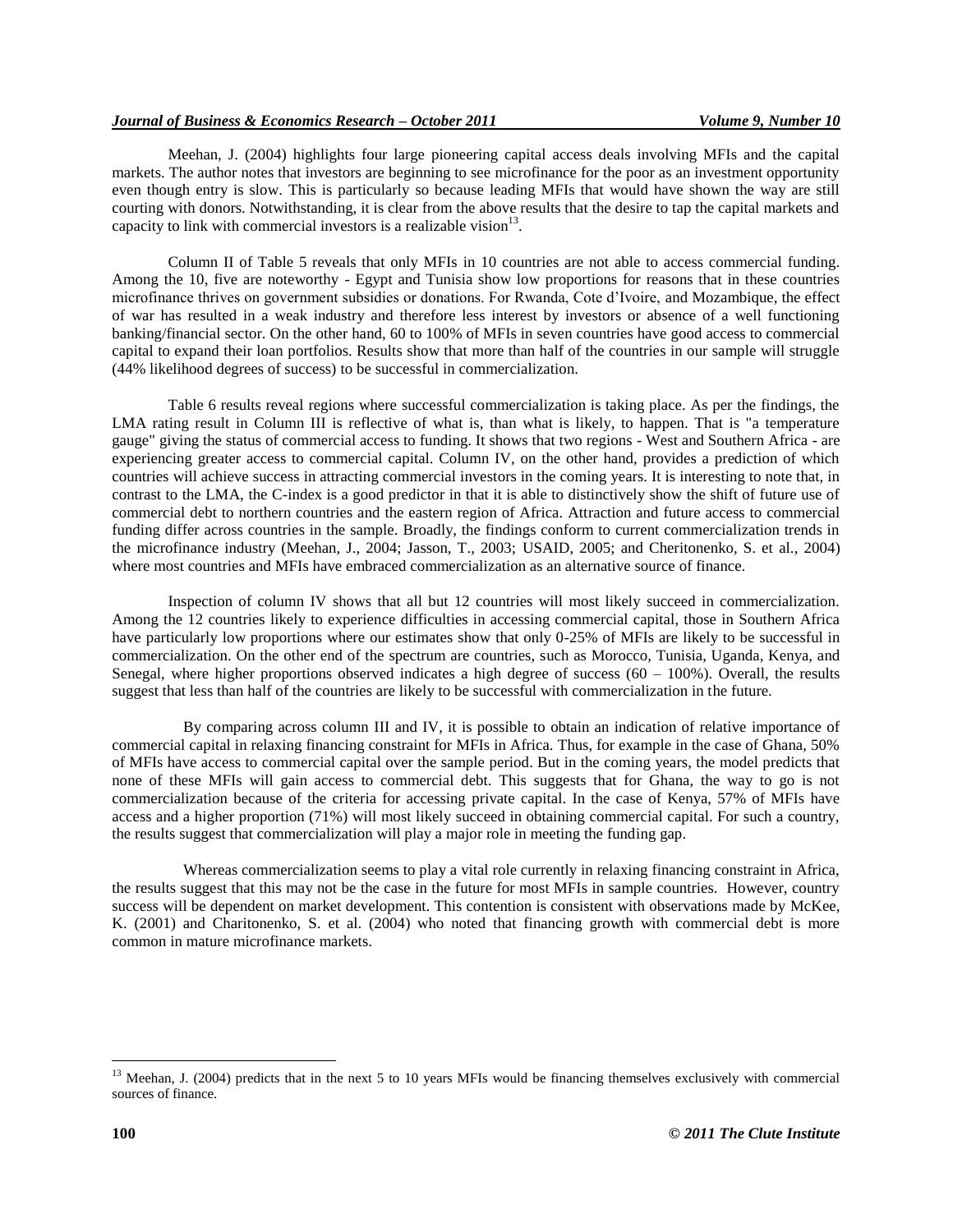Meehan, J. (2004) highlights four large pioneering capital access deals involving MFIs and the capital markets. The author notes that investors are beginning to see microfinance for the poor as an investment opportunity even though entry is slow. This is particularly so because leading MFIs that would have shown the way are still courting with donors. Notwithstanding, it is clear from the above results that the desire to tap the capital markets and capacity to link with commercial investors is a realizable vision[13].

Column II of Table 5 reveals that only MFIs in 10 countries are not able to access commercial funding. Among the 10, five are noteworthy - Egypt and Tunisia show low proportions for reasons that in these countries microfinance thrives on government subsidies or donations. For Rwanda, Cote d'Ivoire, and Mozambique, the effect of war has resulted in a weak industry and therefore less interest by investors or absence of a well functioning banking/financial sector. On the other hand, 60 to 100% of MFIs in seven countries have good access to commercial capital to expand their loan portfolios. Results show that more than half of the countries in our sample will struggle (44% likelihood degrees of success) to be successful in commercialization.

Table 6 results reveal regions where successful commercialization is taking place. As per the findings, the LMA rating result in Column III is reflective of what is, than what is likely, to happen. That is "a temperature gauge" giving the status of commercial access to funding. It shows that two regions - West and Southern Africa - are experiencing greater access to commercial capital. Column IV, on the other hand, provides a prediction of which countries will achieve success in attracting commercial investors in the coming years. It is interesting to note that, in contrast to the LMA, the C-index is a good predictor in that it is able to distinctively show the shift of future use of commercial debt to northern countries and the eastern region of Africa. Attraction and future access to commercial funding differ across countries in the sample. Broadly, the findings conform to current commercialization trends in the microfinance industry (Meehan, J., 2004; Jasson, T., 2003; USAID, 2005; and Cheritonenko, S. et al., 2004) where most countries and MFIs have embraced commercialization as an alternative source of finance.

Inspection of column IV shows that all but 12 countries will most likely succeed in commercialization. Among the 12 countries likely to experience difficulties in accessing commercial capital, those in Southern Africa have particularly low proportions where our estimates show that only 0-25% of MFIs are likely to be successful in commercialization. On the other end of the spectrum are countries, such as Morocco, Tunisia, Uganda, Kenya, and Senegal, where higher proportions observed indicates a high degree of success (60 – 100%). Overall, the results suggest that less than half of the countries are likely to be successful with commercialization in the future.

By comparing across column III and IV, it is possible to obtain an indication of relative importance of commercial capital in relaxing financing constraint for MFIs in Africa. Thus, for example in the case of Ghana, 50% of MFIs have access to commercial capital over the sample period. But in the coming years, the model predicts that none of these MFIs will gain access to commercial debt. This suggests that for Ghana, the way to go is not commercialization because of the criteria for accessing private capital. In the case of Kenya, 57% of MFIs have access and a higher proportion (71%) will most likely succeed in obtaining commercial capital. For such a country, the results suggest that commercialization will play a major role in meeting the funding gap.

Whereas commercialization seems to play a vital role currently in relaxing financing constraint in Africa, the results suggest that this may not be the case in the future for most MFIs in sample countries. However, country success will be dependent on market development. This contention is consistent with observations made by McKee, K. (2001) and Charitonenko, S. et al. (2004) who noted that financing growth with commercial debt is more common in mature microfinance markets.

---

[13] Meehan, J. (2004) predicts that in the next 5 to 10 years MFIs would be financing themselves exclusively with commercial sources of finance.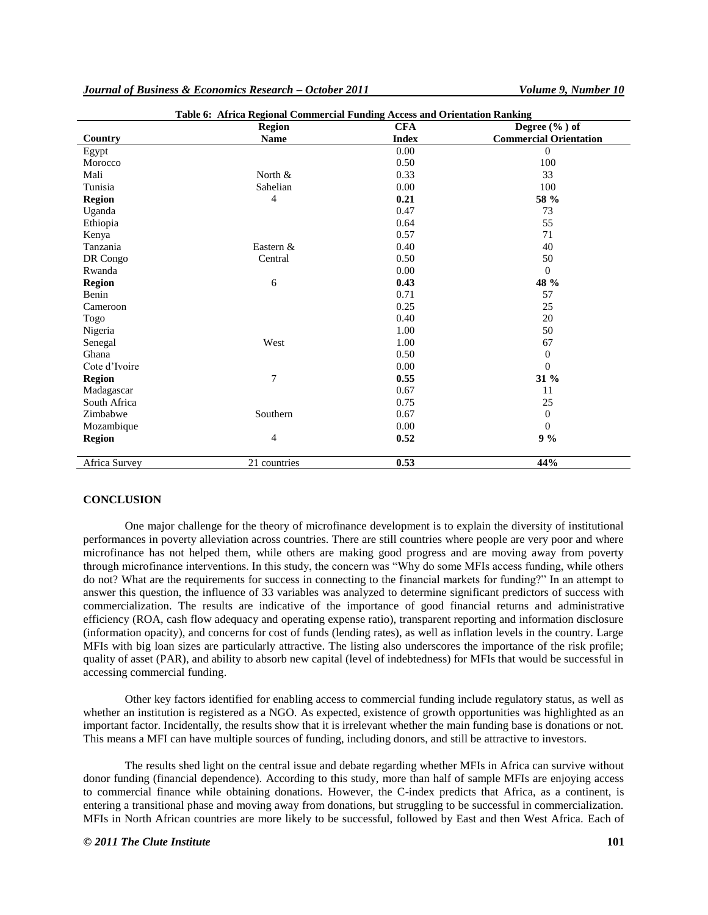**Table 6: Africa Regional Commercial Funding Access and Orientation Ranking**

| Country | Region Name | CFA Index | Degree (% ) of Commercial Orientation |
|---|---|---|---|
| Egypt | | 0.00 | 0 |
| Morocco | | 0.50 | 100 |
| Mali | North & | 0.33 | 33 |
| Tunisia | Sahelian | 0.00 | 100 |
| **Region** | 4 | **0.21** | **58 %** |
| Uganda | | 0.47 | 73 |
| Ethiopia | | 0.64 | 55 |
| Kenya | | 0.57 | 71 |
| Tanzania | Eastern & | 0.40 | 40 |
| DR Congo | Central | 0.50 | 50 |
| Rwanda | | 0.00 | 0 |
| **Region** | 6 | **0.43** | **48 %** |
| Benin | | 0.71 | 57 |
| Cameroon | | 0.25 | 25 |
| Togo | | 0.40 | 20 |
| Nigeria | | 1.00 | 50 |
| Senegal | West | 1.00 | 67 |
| Ghana | | 0.50 | 0 |
| Cote d'Ivoire | | 0.00 | 0 |
| **Region** | 7 | **0.55** | **31 %** |
| Madagascar | | 0.67 | 11 |
| South Africa | | 0.75 | 25 |
| Zimbabwe | Southern | 0.67 | 0 |
| Mozambique | | 0.00 | 0 |
| **Region** | 4 | **0.52** | **9 %** |
| Africa Survey | 21 countries | **0.53** | **44%** |

## CONCLUSION

One major challenge for the theory of microfinance development is to explain the diversity of institutional performances in poverty alleviation across countries. There are still countries where people are very poor and where microfinance has not helped them, while others are making good progress and are moving away from poverty through microfinance interventions. In this study, the concern was "Why do some MFIs access funding, while others do not? What are the requirements for success in connecting to the financial markets for funding?" In an attempt to answer this question, the influence of 33 variables was analyzed to determine significant predictors of success with commercialization. The results are indicative of the importance of good financial returns and administrative efficiency (ROA, cash flow adequacy and operating expense ratio), transparent reporting and information disclosure (information opacity), and concerns for cost of funds (lending rates), as well as inflation levels in the country. Large MFIs with big loan sizes are particularly attractive. The listing also underscores the importance of the risk profile; quality of asset (PAR), and ability to absorb new capital (level of indebtedness) for MFIs that would be successful in accessing commercial funding.

Other key factors identified for enabling access to commercial funding include regulatory status, as well as whether an institution is registered as a NGO. As expected, existence of growth opportunities was highlighted as an important factor. Incidentally, the results show that it is irrelevant whether the main funding base is donations or not. This means a MFI can have multiple sources of funding, including donors, and still be attractive to investors.

The results shed light on the central issue and debate regarding whether MFIs in Africa can survive without donor funding (financial dependence). According to this study, more than half of sample MFIs are enjoying access to commercial finance while obtaining donations. However, the C-index predicts that Africa, as a continent, is entering a transitional phase and moving away from donations, but struggling to be successful in commercialization. MFIs in North African countries are more likely to be successful, followed by East and then West Africa. Each of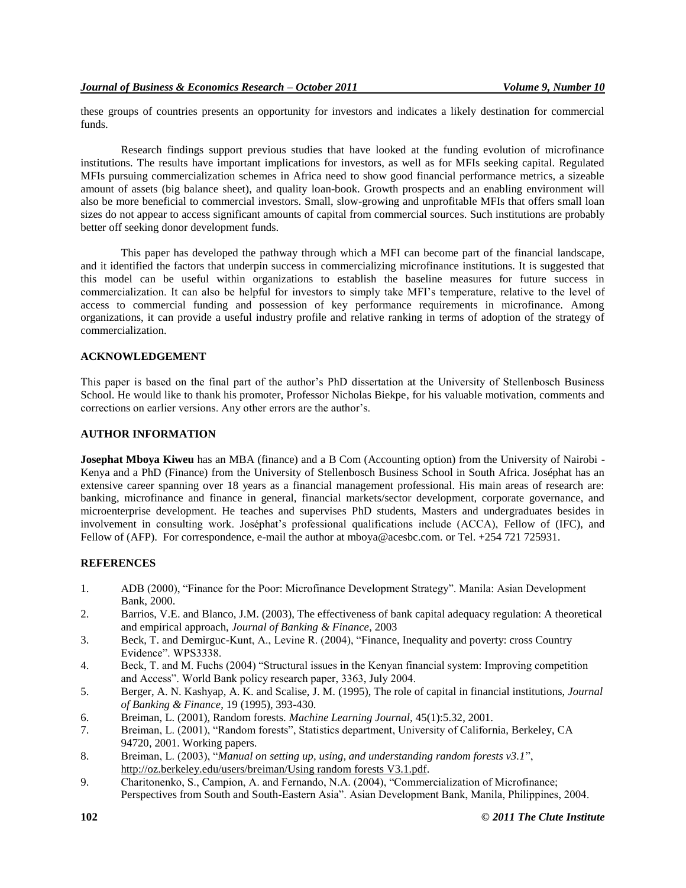these groups of countries presents an opportunity for investors and indicates a likely destination for commercial funds.

Research findings support previous studies that have looked at the funding evolution of microfinance institutions. The results have important implications for investors, as well as for MFIs seeking capital. Regulated MFIs pursuing commercialization schemes in Africa need to show good financial performance metrics, a sizeable amount of assets (big balance sheet), and quality loan-book. Growth prospects and an enabling environment will also be more beneficial to commercial investors. Small, slow-growing and unprofitable MFIs that offers small loan sizes do not appear to access significant amounts of capital from commercial sources. Such institutions are probably better off seeking donor development funds.

This paper has developed the pathway through which a MFI can become part of the financial landscape, and it identified the factors that underpin success in commercializing microfinance institutions. It is suggested that this model can be useful within organizations to establish the baseline measures for future success in commercialization. It can also be helpful for investors to simply take MFI's temperature, relative to the level of access to commercial funding and possession of key performance requirements in microfinance. Among organizations, it can provide a useful industry profile and relative ranking in terms of adoption of the strategy of commercialization.

## ACKNOWLEDGEMENT

This paper is based on the final part of the author's PhD dissertation at the University of Stellenbosch Business School. He would like to thank his promoter, Professor Nicholas Biekpe, for his valuable motivation, comments and corrections on earlier versions. Any other errors are the author's.

## AUTHOR INFORMATION

**Josephat Mboya Kiweu** has an MBA (finance) and a B Com (Accounting option) from the University of Nairobi - Kenya and a PhD (Finance) from the University of Stellenbosch Business School in South Africa. Joséphat has an extensive career spanning over 18 years as a financial management professional. His main areas of research are: banking, microfinance and finance in general, financial markets/sector development, corporate governance, and microenterprise development. He teaches and supervises PhD students, Masters and undergraduates besides in involvement in consulting work. Joséphat's professional qualifications include (ACCA), Fellow of (IFC), and Fellow of (AFP). For correspondence, e-mail the author at mboya@acesbc.com. or Tel. +254 721 725931.

## REFERENCES

1. ADB (2000), "Finance for the Poor: Microfinance Development Strategy". Manila: Asian Development Bank, 2000.
2. Barrios, V.E. and Blanco, J.M. (2003), The effectiveness of bank capital adequacy regulation: A theoretical and empirical approach, *Journal of Banking & Finance*, 2003
3. Beck, T. and Demirguc-Kunt, A., Levine R. (2004), "Finance, Inequality and poverty: cross Country Evidence". WPS3338.
4. Beck, T. and M. Fuchs (2004) "Structural issues in the Kenyan financial system: Improving competition and Access". World Bank policy research paper, 3363, July 2004.
5. Berger, A. N. Kashyap, A. K. and Scalise, J. M. (1995), The role of capital in financial institutions, *Journal of Banking & Finance*, 19 (1995), 393-430.
6. Breiman, L. (2001), Random forests. *Machine Learning Journal*, 45(1):5.32, 2001.
7. Breiman, L. (2001), "Random forests", Statistics department, University of California, Berkeley, CA 94720, 2001. Working papers.
8. Breiman, L. (2003), "*Manual on setting up, using, and understanding random forests v3.1*", http://oz.berkeley.edu/users/breiman/Using random forests V3.1.pdf.
9. Charitonenko, S., Campion, A. and Fernando, N.A. (2004), "Commercialization of Microfinance; Perspectives from South and South-Eastern Asia". Asian Development Bank, Manila, Philippines, 2004.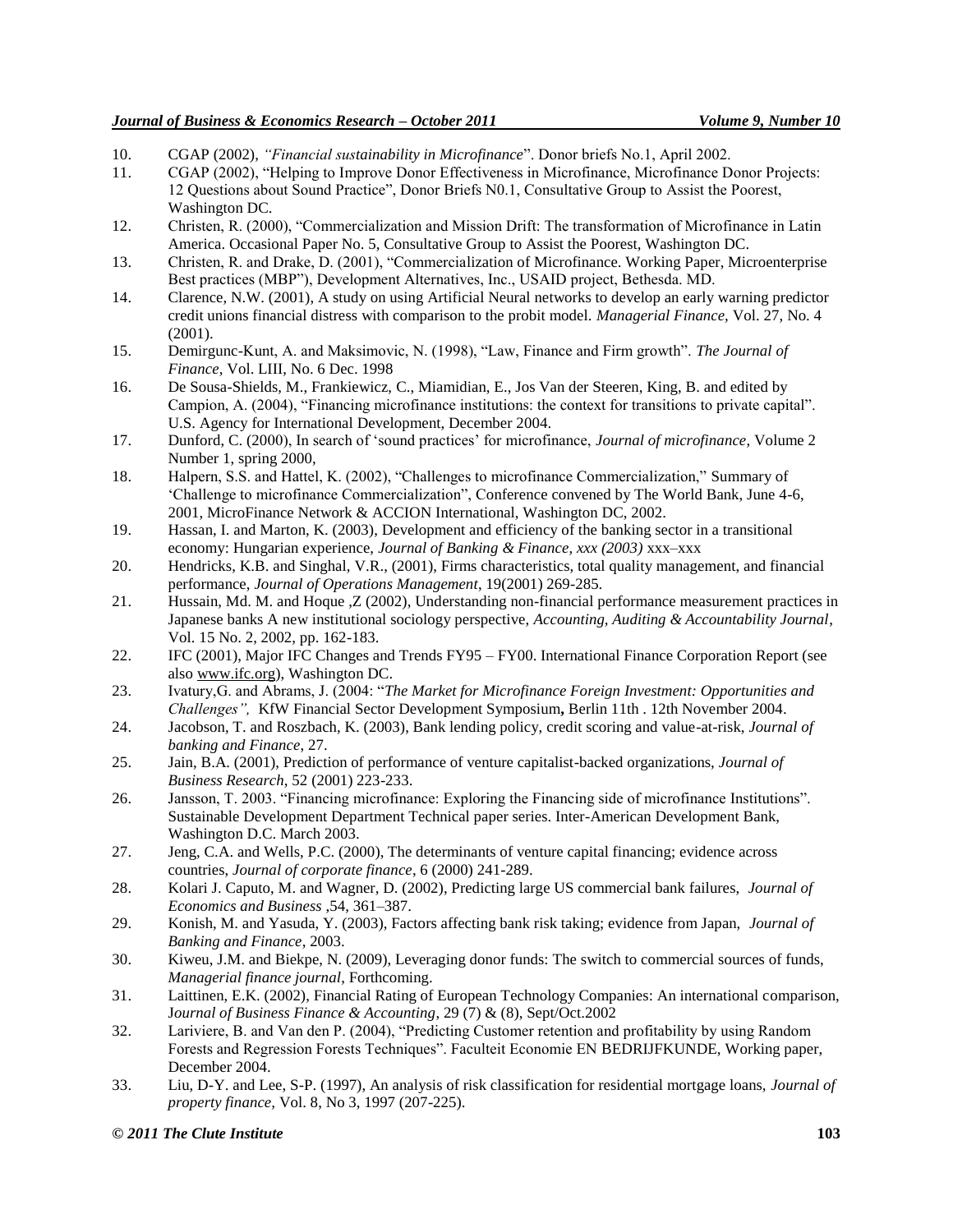10. CGAP (2002), *"Financial sustainability in Microfinance*". Donor briefs No.1, April 2002.
11. CGAP (2002), "Helping to Improve Donor Effectiveness in Microfinance, Microfinance Donor Projects: 12 Questions about Sound Practice", Donor Briefs N0.1, Consultative Group to Assist the Poorest, Washington DC.
12. Christen, R. (2000), "Commercialization and Mission Drift: The transformation of Microfinance in Latin America. Occasional Paper No. 5, Consultative Group to Assist the Poorest, Washington DC.
13. Christen, R. and Drake, D. (2001), "Commercialization of Microfinance. Working Paper, Microenterprise Best practices (MBP"), Development Alternatives, Inc., USAID project, Bethesda. MD.
14. Clarence, N.W. (2001), A study on using Artificial Neural networks to develop an early warning predictor credit unions financial distress with comparison to the probit model. *Managerial Finance,* Vol. 27, No. 4 (2001).
15. Demirgunc-Kunt, A. and Maksimovic, N. (1998), "Law, Finance and Firm growth". *The Journal of Finance,* Vol. LIII, No. 6 Dec. 1998
16. De Sousa-Shields, M., Frankiewicz, C., Miamidian, E., Jos Van der Steeren, King, B. and edited by Campion, A. (2004), "Financing microfinance institutions: the context for transitions to private capital". U.S. Agency for International Development, December 2004.
17. Dunford, C. (2000), In search of 'sound practices' for microfinance, *Journal of microfinance,* Volume 2 Number 1, spring 2000,
18. Halpern, S.S. and Hattel, K. (2002), "Challenges to microfinance Commercialization," Summary of 'Challenge to microfinance Commercialization", Conference convened by The World Bank, June 4-6, 2001, MicroFinance Network & ACCION International, Washington DC, 2002.
19. Hassan, I. and Marton, K. (2003), Development and efficiency of the banking sector in a transitional economy: Hungarian experience, *Journal of Banking & Finance, xxx (2003)* xxx–xxx
20. Hendricks, K.B. and Singhal, V.R., (2001), Firms characteristics, total quality management, and financial performance, *Journal of Operations Management*, 19(2001) 269-285.
21. Hussain, Md. M. and Hoque ,Z (2002), Understanding non-financial performance measurement practices in Japanese banks A new institutional sociology perspective, *Accounting, Auditing & Accountability Journal*, Vol. 15 No. 2, 2002, pp. 162-183.
22. IFC (2001), Major IFC Changes and Trends FY95 – FY00. International Finance Corporation Report (see also www.ifc.org), Washington DC.
23. Ivatury,G. and Abrams, J. (2004: "*The Market for Microfinance Foreign Investment: Opportunities and Challenges",* KfW Financial Sector Development Symposium**,** Berlin 11th . 12th November 2004.
24. Jacobson, T. and Roszbach, K. (2003), Bank lending policy, credit scoring and value-at-risk, *Journal of banking and Finance*, 27.
25. Jain, B.A. (2001), Prediction of performance of venture capitalist-backed organizations, *Journal of Business Research,* 52 (2001) 223-233.
26. Jansson, T. 2003. "Financing microfinance: Exploring the Financing side of microfinance Institutions". Sustainable Development Department Technical paper series. Inter-American Development Bank, Washington D.C. March 2003.
27. Jeng, C.A. and Wells, P.C. (2000), The determinants of venture capital financing; evidence across countries, *Journal of corporate finance*, 6 (2000) 241-289.
28. Kolari J. Caputo, M. and Wagner, D. (2002), Predicting large US commercial bank failures, *Journal of Economics and Business* ,54, 361–387.
29. Konish, M. and Yasuda, Y. (2003), Factors affecting bank risk taking; evidence from Japan, *Journal of Banking and Finance*, 2003.
30. Kiweu, J.M. and Biekpe, N. (2009), Leveraging donor funds: The switch to commercial sources of funds, *Managerial finance journal*, Forthcoming.
31. Laittinen, E.K. (2002), Financial Rating of European Technology Companies: An international comparison, J*ournal of Business Finance & Accounting*, 29 (7) & (8), Sept/Oct.2002
32. Lariviere, B. and Van den P. (2004), "Predicting Customer retention and profitability by using Random Forests and Regression Forests Techniques". Faculteit Economie EN BEDRIJFKUNDE, Working paper, December 2004.
33. Liu, D-Y. and Lee, S-P. (1997), An analysis of risk classification for residential mortgage loans, *Journal of property finance,* Vol. 8, No 3, 1997 (207-225).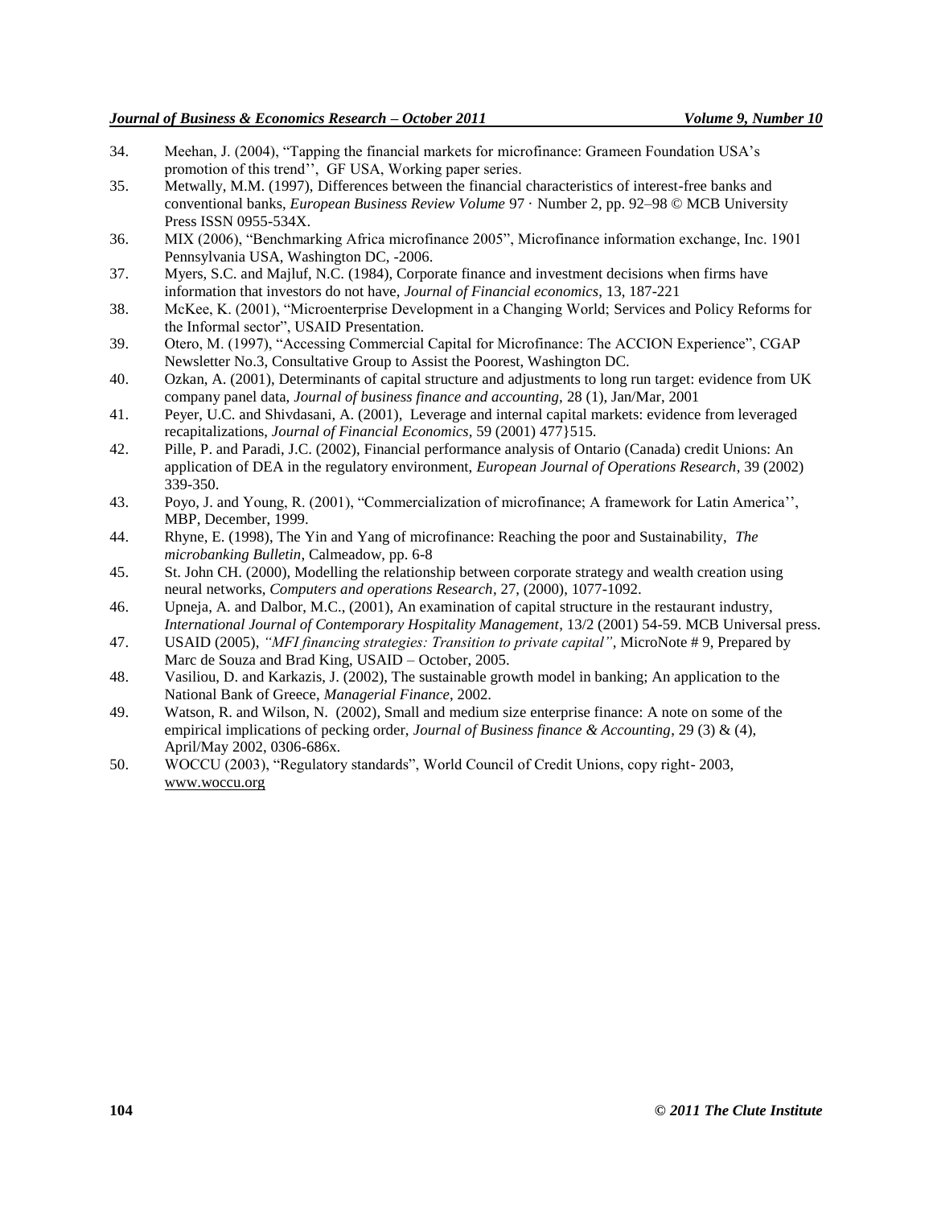34. Meehan, J. (2004), "Tapping the financial markets for microfinance: Grameen Foundation USA's promotion of this trend'', GF USA, Working paper series.
35. Metwally, M.M. (1997), Differences between the financial characteristics of interest-free banks and conventional banks, *European Business Review Volume* 97 · Number 2, pp. 92–98 © MCB University Press ISSN 0955-534X.
36. MIX (2006), "Benchmarking Africa microfinance 2005", Microfinance information exchange, Inc. 1901 Pennsylvania USA, Washington DC, -2006.
37. Myers, S.C. and Majluf, N.C. (1984), Corporate finance and investment decisions when firms have information that investors do not have, *Journal of Financial economics*, 13, 187-221
38. McKee, K. (2001), "Microenterprise Development in a Changing World; Services and Policy Reforms for the Informal sector", USAID Presentation.
39. Otero, M. (1997), "Accessing Commercial Capital for Microfinance: The ACCION Experience", CGAP Newsletter No.3, Consultative Group to Assist the Poorest, Washington DC.
40. Ozkan, A. (2001), Determinants of capital structure and adjustments to long run target: evidence from UK company panel data, *Journal of business finance and accounting*, 28 (1), Jan/Mar, 2001
41. Peyer, U.C. and Shivdasani, A. (2001), Leverage and internal capital markets: evidence from leveraged recapitalizations, *Journal of Financial Economics*, 59 (2001) 477}515.
42. Pille, P. and Paradi, J.C. (2002), Financial performance analysis of Ontario (Canada) credit Unions: An application of DEA in the regulatory environment, *European Journal of Operations Research*, 39 (2002) 339-350.
43. Poyo, J. and Young, R. (2001), "Commercialization of microfinance; A framework for Latin America'', MBP, December, 1999.
44. Rhyne, E. (1998), The Yin and Yang of microfinance: Reaching the poor and Sustainability, *The microbanking Bulletin*, Calmeadow, pp. 6-8
45. St. John CH. (2000), Modelling the relationship between corporate strategy and wealth creation using neural networks, *Computers and operations Research*, 27, (2000), 1077-1092.
46. Upneja, A. and Dalbor, M.C., (2001), An examination of capital structure in the restaurant industry, *International Journal of Contemporary Hospitality Management*, 13/2 (2001) 54-59. MCB Universal press.
47. USAID (2005), *"MFI financing strategies: Transition to private capital"*, MicroNote # 9, Prepared by Marc de Souza and Brad King, USAID – October, 2005.
48. Vasiliou, D. and Karkazis, J. (2002), The sustainable growth model in banking; An application to the National Bank of Greece, *Managerial Finance*, 2002.
49. Watson, R. and Wilson, N. (2002), Small and medium size enterprise finance: A note on some of the empirical implications of pecking order, *Journal of Business finance & Accounting*, 29 (3) & (4), April/May 2002, 0306-686x.
50. WOCCU (2003), "Regulatory standards", World Council of Credit Unions, copy right- 2003, www.woccu.org